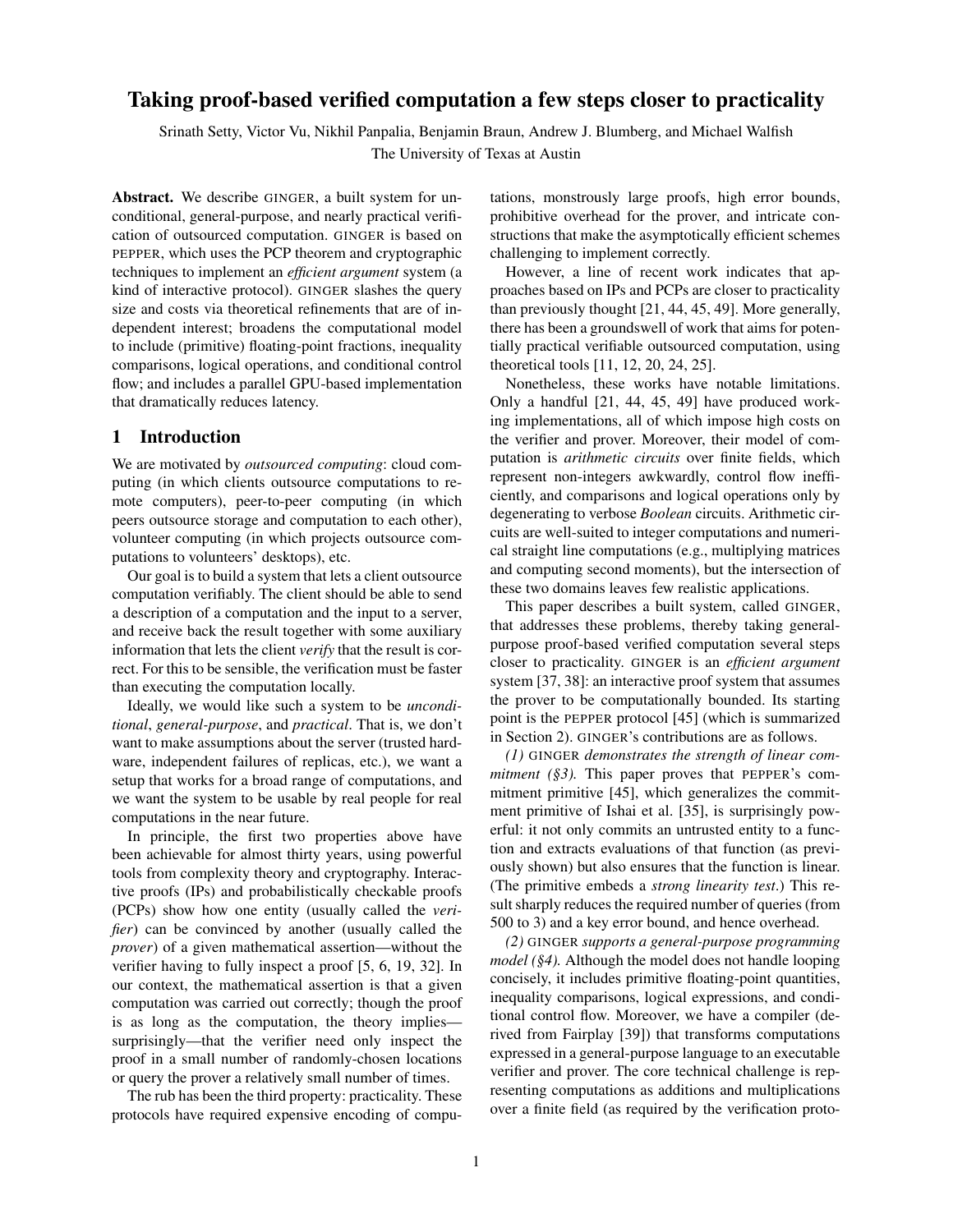# Taking proof-based verified computation a few steps closer to practicality

Srinath Setty, Victor Vu, Nikhil Panpalia, Benjamin Braun, Andrew J. Blumberg, and Michael Walfish
The University of Texas at Austin

**Abstract.** We describe GINGER, a built system for unconditional, general-purpose, and nearly practical verification of outsourced computation. GINGER is based on PEPPER, which uses the PCP theorem and cryptographic techniques to implement an *efficient argument* system (a kind of interactive protocol). GINGER slashes the query size and costs via theoretical refinements that are of independent interest; broadens the computational model to include (primitive) floating-point fractions, inequality comparisons, logical operations, and conditional control flow; and includes a parallel GPU-based implementation that dramatically reduces latency.

## 1 Introduction

We are motivated by *outsourced computing*: cloud computing (in which clients outsource computations to remote computers), peer-to-peer computing (in which peers outsource storage and computation to each other), volunteer computing (in which projects outsource computations to volunteers' desktops), etc.

Our goal is to build a system that lets a client outsource computation verifiably. The client should be able to send a description of a computation and the input to a server, and receive back the result together with some auxiliary information that lets the client *verify* that the result is correct. For this to be sensible, the verification must be faster than executing the computation locally.

Ideally, we would like such a system to be *unconditional*, *general-purpose*, and *practical*. That is, we don't want to make assumptions about the server (trusted hardware, independent failures of replicas, etc.), we want a setup that works for a broad range of computations, and we want the system to be usable by real people for real computations in the near future.

In principle, the first two properties above have been achievable for almost thirty years, using powerful tools from complexity theory and cryptography. Interactive proofs (IPs) and probabilistically checkable proofs (PCPs) show how one entity (usually called the *verifier*) can be convinced by another (usually called the *prover*) of a given mathematical assertion—without the verifier having to fully inspect a proof [5, 6, 19, 32]. In our context, the mathematical assertion is that a given computation was carried out correctly; though the proof is as long as the computation, the theory implies—surprisingly—that the verifier need only inspect the proof in a small number of randomly-chosen locations or query the prover a relatively small number of times.

The rub has been the third property: practicality. These protocols have required expensive encoding of computations, monstrously large proofs, high error bounds, prohibitive overhead for the prover, and intricate constructions that make the asymptotically efficient schemes challenging to implement correctly.

However, a line of recent work indicates that approaches based on IPs and PCPs are closer to practicality than previously thought [21, 44, 45, 49]. More generally, there has been a groundswell of work that aims for potentially practical verifiable outsourced computation, using theoretical tools [11, 12, 20, 24, 25].

Nonetheless, these works have notable limitations. Only a handful [21, 44, 45, 49] have produced working implementations, all of which impose high costs on the verifier and prover. Moreover, their model of computation is *arithmetic circuits* over finite fields, which represent non-integers awkwardly, control flow inefficiently, and comparisons and logical operations only by degenerating to verbose *Boolean* circuits. Arithmetic circuits are well-suited to integer computations and numerical straight line computations (e.g., multiplying matrices and computing second moments), but the intersection of these two domains leaves few realistic applications.

This paper describes a built system, called GINGER, that addresses these problems, thereby taking general-purpose proof-based verified computation several steps closer to practicality. GINGER is an *efficient argument* system [37, 38]: an interactive proof system that assumes the prover to be computationally bounded. Its starting point is the PEPPER protocol [45] (which is summarized in Section 2). GINGER's contributions are as follows.

*(1)* GINGER *demonstrates the strength of linear commitment (§3).* This paper proves that PEPPER's commitment primitive [45], which generalizes the commitment primitive of Ishai et al. [35], is surprisingly powerful: it not only commits an untrusted entity to a function and extracts evaluations of that function (as previously shown) but also ensures that the function is linear. (The primitive embeds a *strong linearity test*.) This result sharply reduces the required number of queries (from 500 to 3) and a key error bound, and hence overhead.

*(2)* GINGER *supports a general-purpose programming model (§4).* Although the model does not handle looping concisely, it includes primitive floating-point quantities, inequality comparisons, logical expressions, and conditional control flow. Moreover, we have a compiler (derived from Fairplay [39]) that transforms computations expressed in a general-purpose language to an executable verifier and prover. The core technical challenge is representing computations as additions and multiplications over a finite field (as required by the verification proto-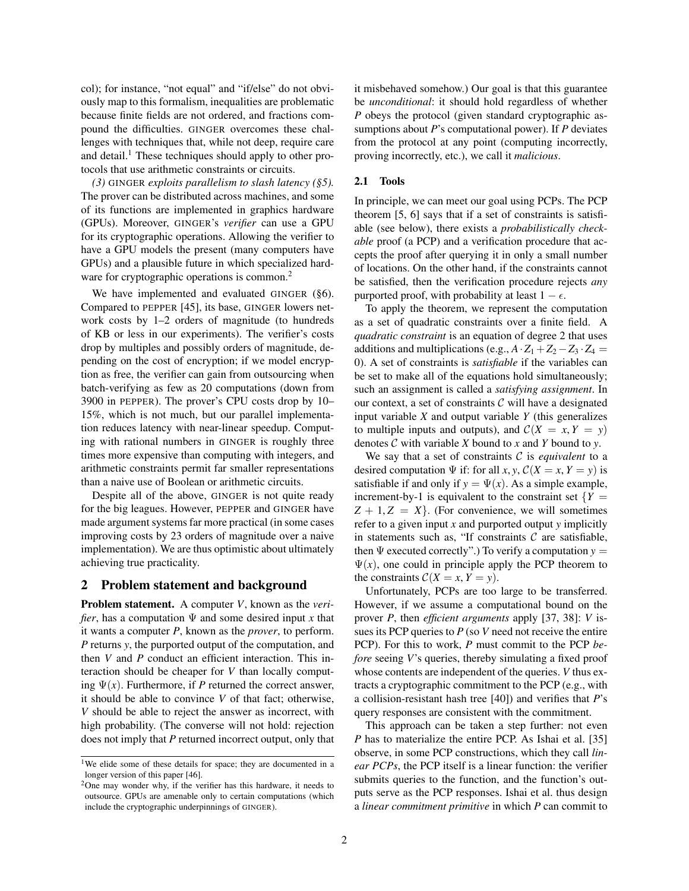col); for instance, "not equal" and "if/else" do not obviously map to this formalism, inequalities are problematic because finite fields are not ordered, and fractions compound the difficulties. GINGER overcomes these challenges with techniques that, while not deep, require care and detail.[1] These techniques should apply to other protocols that use arithmetic constraints or circuits.

*(3)* GINGER *exploits parallelism to slash latency (§5).* The prover can be distributed across machines, and some of its functions are implemented in graphics hardware (GPUs). Moreover, GINGER's *verifier* can use a GPU for its cryptographic operations. Allowing the verifier to have a GPU models the present (many computers have GPUs) and a plausible future in which specialized hardware for cryptographic operations is common.[2]

We have implemented and evaluated GINGER (§6). Compared to PEPPER [45], its base, GINGER lowers network costs by 1–2 orders of magnitude (to hundreds of KB or less in our experiments). The verifier's costs drop by multiples and possibly orders of magnitude, depending on the cost of encryption; if we model encryption as free, the verifier can gain from outsourcing when batch-verifying as few as 20 computations (down from 3900 in PEPPER). The prover's CPU costs drop by 10–15%, which is not much, but our parallel implementation reduces latency with near-linear speedup. Computing with rational numbers in GINGER is roughly three times more expensive than computing with integers, and arithmetic constraints permit far smaller representations than a naive use of Boolean or arithmetic circuits.

Despite all of the above, GINGER is not quite ready for the big leagues. However, PEPPER and GINGER have made argument systems far more practical (in some cases improving costs by 23 orders of magnitude over a naive implementation). We are thus optimistic about ultimately achieving true practicality.

## 2 Problem statement and background

**Problem statement.** A computer $V$, known as the *verifier*, has a computation $\Psi$ and some desired input $x$ that it wants a computer $P$, known as the *prover*, to perform. $P$ returns $y$, the purported output of the computation, and then $V$ and $P$ conduct an efficient interaction. This interaction should be cheaper for $V$ than locally computing $\Psi(x)$. Furthermore, if $P$ returned the correct answer, it should be able to convince $V$ of that fact; otherwise, $V$ should be able to reject the answer as incorrect, with high probability. (The converse will not hold: rejection does not imply that $P$ returned incorrect output, only that it misbehaved somehow.) Our goal is that this guarantee be *unconditional*: it should hold regardless of whether $P$ obeys the protocol (given standard cryptographic assumptions about $P$'s computational power). If $P$ deviates from the protocol at any point (computing incorrectly, proving incorrectly, etc.), we call it *malicious*.

### 2.1 Tools

In principle, we can meet our goal using PCPs. The PCP theorem [5, 6] says that if a set of constraints is satisfiable (see below), there exists a *probabilistically checkable* proof (a PCP) and a verification procedure that accepts the proof after querying it in only a small number of locations. On the other hand, if the constraints cannot be satisfied, then the verification procedure rejects *any* purported proof, with probability at least $1 - \epsilon$.

To apply the theorem, we represent the computation as a set of quadratic constraints over a finite field. A *quadratic constraint* is an equation of degree 2 that uses additions and multiplications (e.g., $A \cdot Z_1 + Z_2 - Z_3 \cdot Z_4 = 0$). A set of constraints is *satisfiable* if the variables can be set to make all of the equations hold simultaneously; such an assignment is called a *satisfying assignment*. In our context, a set of constraints $\mathcal{C}$ will have a designated input variable $X$ and output variable $Y$ (this generalizes to multiple inputs and outputs), and $\mathcal{C}(X = x, Y = y)$ denotes $\mathcal{C}$ with variable $X$ bound to $x$ and $Y$ bound to $y$.

We say that a set of constraints $\mathcal{C}$ is *equivalent* to a desired computation $\Psi$ if: for all $x, y$, $\mathcal{C}(X = x, Y = y)$ is satisfiable if and only if $y = \Psi(x)$. As a simple example, increment-by-1 is equivalent to the constraint set $\{Y = Z + 1, Z = X\}$. (For convenience, we will sometimes refer to a given input $x$ and purported output $y$ implicitly in statements such as, "If constraints $\mathcal{C}$ are satisfiable, then $\Psi$ executed correctly".) To verify a computation $y = \Psi(x)$, one could in principle apply the PCP theorem to the constraints $\mathcal{C}(X = x, Y = y)$.

Unfortunately, PCPs are too large to be transferred. However, if we assume a computational bound on the prover $P$, then *efficient arguments* apply [37, 38]: $V$ issues its PCP queries to $P$ (so $V$ need not receive the entire PCP). For this to work, $P$ must commit to the PCP *before* seeing $V$'s queries, thereby simulating a fixed proof whose contents are independent of the queries. $V$ thus extracts a cryptographic commitment to the PCP (e.g., with a collision-resistant hash tree [40]) and verifies that $P$'s query responses are consistent with the commitment.

This approach can be taken a step further: not even $P$ has to materialize the entire PCP. As Ishai et al. [35] observe, in some PCP constructions, which they call *linear PCPs*, the PCP itself is a linear function: the verifier submits queries to the function, and the function's outputs serve as the PCP responses. Ishai et al. thus design a *linear commitment primitive* in which $P$ can commit to

[1] We elide some of these details for space; they are documented in a longer version of this paper [46].

[2] One may wonder why, if the verifier has this hardware, it needs to outsource. GPUs are amenable only to certain computations (which include the cryptographic underpinnings of GINGER).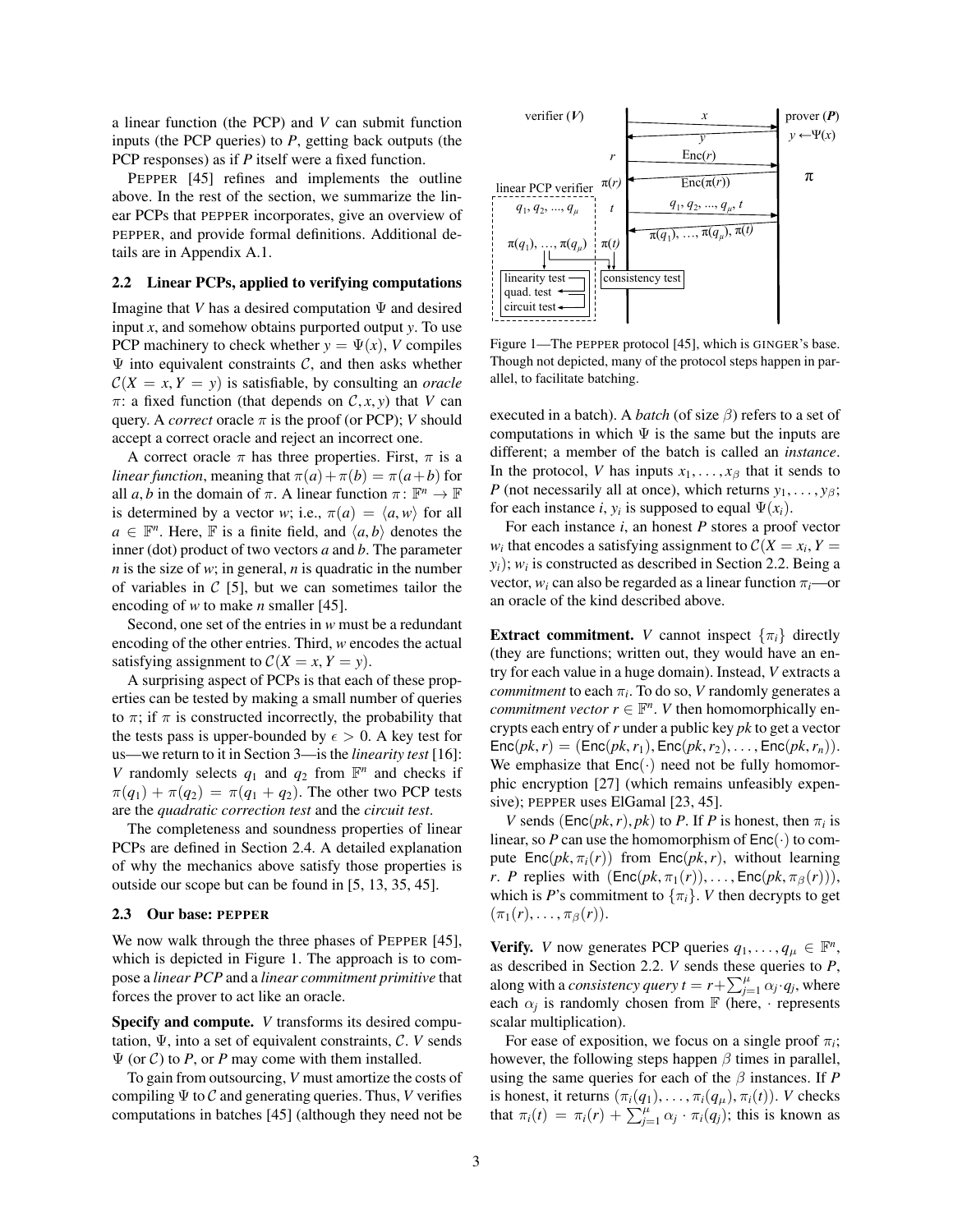a linear function (the PCP) and $V$ can submit function inputs (the PCP queries) to $P$, getting back outputs (the PCP responses) as if $P$ itself were a fixed function.

PEPPER [45] refines and implements the outline above. In the rest of the section, we summarize the linear PCPs that PEPPER incorporates, give an overview of PEPPER, and provide formal definitions. Additional details are in Appendix A.1.

### 2.2 Linear PCPs, applied to verifying computations

Imagine that $V$ has a desired computation $\Psi$ and desired input $x$, and somehow obtains purported output $y$. To use PCP machinery to check whether $y = \Psi(x)$, $V$ compiles $\Psi$ into equivalent constraints $\mathcal{C}$, and then asks whether $\mathcal{C}(X = x, Y = y)$ is satisfiable, by consulting an *oracle* $\pi$: a fixed function (that depends on $\mathcal{C}, x, y$) that $V$ can query. A *correct* oracle $\pi$ is the proof (or PCP); $V$ should accept a correct oracle and reject an incorrect one.

A correct oracle $\pi$ has three properties. First, $\pi$ is a *linear function*, meaning that $\pi(a) + \pi(b) = \pi(a+b)$ for all $a, b$ in the domain of $\pi$. A linear function $\pi \colon \mathbb{F}^n \to \mathbb{F}$ is determined by a vector $w$; i.e., $\pi(a) = \langle a, w \rangle$ for all $a \in \mathbb{F}^n$. Here, $\mathbb{F}$ is a finite field, and $\langle a, b \rangle$ denotes the inner (dot) product of two vectors $a$ and $b$. The parameter $n$ is the size of $w$; in general, $n$ is quadratic in the number of variables in $\mathcal{C}$ [5], but we can sometimes tailor the encoding of $w$ to make $n$ smaller [45].

Second, one set of the entries in $w$ must be a redundant encoding of the other entries. Third, $w$ encodes the actual satisfying assignment to $\mathcal{C}(X = x, Y = y)$.

A surprising aspect of PCPs is that each of these properties can be tested by making a small number of queries to $\pi$; if $\pi$ is constructed incorrectly, the probability that the tests pass is upper-bounded by $\epsilon > 0$. A key test for us—we return to it in Section 3—is the *linearity test* [16]: $V$ randomly selects $q_1$ and $q_2$ from $\mathbb{F}^n$ and checks if $\pi(q_1) + \pi(q_2) = \pi(q_1 + q_2)$. The other two PCP tests are the *quadratic correction test* and the *circuit test*.

The completeness and soundness properties of linear PCPs are defined in Section 2.4. A detailed explanation of why the mechanics above satisfy those properties is outside our scope but can be found in [5, 13, 35, 45].

### 2.3 Our base: PEPPER

We now walk through the three phases of PEPPER [45], which is depicted in Figure 1. The approach is to compose a *linear PCP* and a *linear commitment primitive* that forces the prover to act like an oracle.

**Specify and compute.** $V$ transforms its desired computation, $\Psi$, into a set of equivalent constraints, $\mathcal{C}$. $V$ sends $\Psi$ (or $\mathcal{C}$) to $P$, or $P$ may come with them installed.

To gain from outsourcing, $V$ must amortize the costs of compiling $\Psi$ to $\mathcal{C}$ and generating queries. Thus, $V$ verifies computations in batches [45] (although they need not be executed in a batch). A *batch* (of size $\beta$) refers to a set of computations in which $\Psi$ is the same but the inputs are different; a member of the batch is called an *instance*. In the protocol, $V$ has inputs $x_1, \ldots, x_\beta$ that it sends to $P$ (not necessarily all at once), which returns $y_1, \ldots, y_\beta$; for each instance $i$, $y_i$ is supposed to equal $\Psi(x_i)$.

verifier ($V$)
prover ($P$)
$x$
$y$
$y \leftarrow \Psi(x)$
$r$
Enc($r$)
$\pi$
$\pi(r)$
Enc($\pi(r)$)
linear PCP verifier
$q_1, q_2, \ldots, q_\mu$
$t$
$q_1, q_2, \ldots, q_\mu, t$
$\pi(q_1), \ldots, \pi(q_\mu), \pi(t)$
$\pi(q_1), \ldots, \pi(q_\mu)$
$\pi(t)$
linearity test
quad. test
circuit test
consistency test

Figure 1—The PEPPER protocol [45], which is GINGER's base. Though not depicted, many of the protocol steps happen in parallel, to facilitate batching.

For each instance $i$, an honest $P$ stores a proof vector $w_i$ that encodes a satisfying assignment to $\mathcal{C}(X = x_i, Y = y_i)$; $w_i$ is constructed as described in Section 2.2. Being a vector, $w_i$ can also be regarded as a linear function $\pi_i$—or an oracle of the kind described above.

**Extract commitment.** $V$ cannot inspect $\{\pi_i\}$ directly (they are functions; written out, they would have an entry for each value in a huge domain). Instead, $V$ extracts a *commitment* to each $\pi_i$. To do so, $V$ randomly generates a *commitment vector* $r \in \mathbb{F}^n$. $V$ then homomorphically encrypts each entry of $r$ under a public key $pk$ to get a vector $\mathsf{Enc}(pk, r) = (\mathsf{Enc}(pk, r_1), \mathsf{Enc}(pk, r_2), \ldots, \mathsf{Enc}(pk, r_n))$. We emphasize that $\mathsf{Enc}(\cdot)$ need not be fully homomorphic encryption [27] (which remains unfeasibly expensive); PEPPER uses ElGamal [23, 45].

$V$ sends $(\mathsf{Enc}(pk, r), pk)$ to $P$. If $P$ is honest, then $\pi_i$ is linear, so $P$ can use the homomorphism of $\mathsf{Enc}(\cdot)$ to compute $\mathsf{Enc}(pk, \pi_i(r))$ from $\mathsf{Enc}(pk, r)$, without learning $r$. $P$ replies with $(\mathsf{Enc}(pk, \pi_1(r)), \ldots, \mathsf{Enc}(pk, \pi_\beta(r)))$, which is $P$'s commitment to $\{\pi_i\}$. $V$ then decrypts to get $(\pi_1(r), \ldots, \pi_\beta(r))$.

**Verify.** $V$ now generates PCP queries $q_1, \ldots, q_\mu \in \mathbb{F}^n$, as described in Section 2.2. $V$ sends these queries to $P$, along with a *consistency query* $t = r + \sum_{j=1}^{\mu} \alpha_j \cdot q_j$, where each $\alpha_j$ is randomly chosen from $\mathbb{F}$ (here, $\cdot$ represents scalar multiplication).

For ease of exposition, we focus on a single proof $\pi_i$; however, the following steps happen $\beta$ times in parallel, using the same queries for each of the $\beta$ instances. If $P$ is honest, it returns $(\pi_i(q_1), \ldots, \pi_i(q_\mu), \pi_i(t))$. $V$ checks that $\pi_i(t) = \pi_i(r) + \sum_{j=1}^{\mu} \alpha_j \cdot \pi_i(q_j)$; this is known as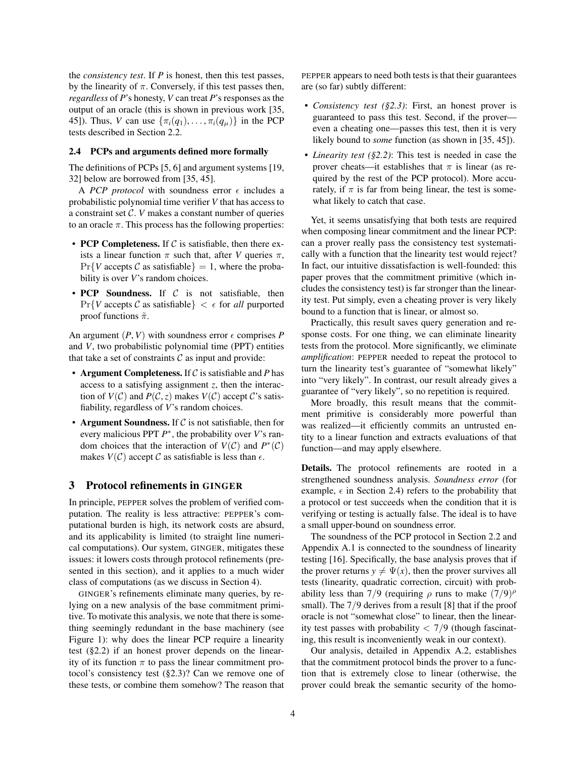the *consistency test*. If $P$ is honest, then this test passes, by the linearity of $\pi$. Conversely, if this test passes then, *regardless* of $P$'s honesty, $V$ can treat $P$'s responses as the output of an oracle (this is shown in previous work [35, 45]). Thus, $V$ can use $\{\pi_i(q_1), \ldots, \pi_i(q_\mu)\}$ in the PCP tests described in Section 2.2.

### 2.4 PCPs and arguments defined more formally

The definitions of PCPs [5, 6] and argument systems [19, 32] below are borrowed from [35, 45].

A *PCP protocol* with soundness error $\epsilon$ includes a probabilistic polynomial time verifier $V$ that has access to a constraint set $\mathcal{C}$. $V$ makes a constant number of queries to an oracle $\pi$. This process has the following properties:

- **PCP Completeness.** If $\mathcal{C}$ is satisfiable, then there exists a linear function $\pi$ such that, after $V$ queries $\pi$, $\Pr\{V \text{ accepts } \mathcal{C} \text{ as satisfiable}\} = 1$, where the probability is over $V$'s random choices.
- **PCP Soundness.** If $\mathcal{C}$ is not satisfiable, then $\Pr\{V \text{ accepts } \mathcal{C} \text{ as satisfiable}\} < \epsilon$ for *all* purported proof functions $\tilde{\pi}$.

An argument $(P, V)$ with soundness error $\epsilon$ comprises $P$ and $V$, two probabilistic polynomial time (PPT) entities that take a set of constraints $\mathcal{C}$ as input and provide:

- **Argument Completeness.** If $\mathcal{C}$ is satisfiable and $P$ has access to a satisfying assignment $z$, then the interaction of $V(\mathcal{C})$ and $P(\mathcal{C}, z)$ makes $V(\mathcal{C})$ accept $\mathcal{C}$'s satisfiability, regardless of $V$'s random choices.
- **Argument Soundness.** If $\mathcal{C}$ is not satisfiable, then for every malicious PPT $P^*$, the probability over $V$'s random choices that the interaction of $V(\mathcal{C})$ and $P^*(\mathcal{C})$ makes $V(\mathcal{C})$ accept $\mathcal{C}$ as satisfiable is less than $\epsilon$.

## 3 Protocol refinements in GINGER

In principle, PEPPER solves the problem of verified computation. The reality is less attractive: PEPPER's computational burden is high, its network costs are absurd, and its applicability is limited (to straight line numerical computations). Our system, GINGER, mitigates these issues: it lowers costs through protocol refinements (presented in this section), and it applies to a much wider class of computations (as we discuss in Section 4).

GINGER's refinements eliminate many queries, by relying on a new analysis of the base commitment primitive. To motivate this analysis, we note that there is something seemingly redundant in the base machinery (see Figure 1): why does the linear PCP require a linearity test (§2.2) if an honest prover depends on the linearity of its function $\pi$ to pass the linear commitment protocol's consistency test (§2.3)? Can we remove one of these tests, or combine them somehow? The reason that PEPPER appears to need both tests is that their guarantees are (so far) subtly different:

- *Consistency test (§2.3)*: First, an honest prover is guaranteed to pass this test. Second, if the prover—even a cheating one—passes this test, then it is very likely bound to *some* function (as shown in [35, 45]).
- *Linearity test (§2.2)*: This test is needed in case the prover cheats—it establishes that $\pi$ is linear (as required by the rest of the PCP protocol). More accurately, if $\pi$ is far from being linear, the test is somewhat likely to catch that case.

Yet, it seems unsatisfying that both tests are required when composing linear commitment and the linear PCP: can a prover really pass the consistency test systematically with a function that the linearity test would reject? In fact, our intuitive dissatisfaction is well-founded: this paper proves that the commitment primitive (which includes the consistency test) is far stronger than the linearity test. Put simply, even a cheating prover is very likely bound to a function that is linear, or almost so.

Practically, this result saves query generation and response costs. For one thing, we can eliminate linearity tests from the protocol. More significantly, we eliminate *amplification*: PEPPER needed to repeat the protocol to turn the linearity test's guarantee of "somewhat likely" into "very likely". In contrast, our result already gives a guarantee of "very likely", so no repetition is required.

More broadly, this result means that the commitment primitive is considerably more powerful than was realized—it efficiently commits an untrusted entity to a linear function and extracts evaluations of that function—and may apply elsewhere.

**Details.** The protocol refinements are rooted in a strengthened soundness analysis. *Soundness error* (for example, $\epsilon$ in Section 2.4) refers to the probability that a protocol or test succeeds when the condition that it is verifying or testing is actually false. The ideal is to have a small upper-bound on soundness error.

The soundness of the PCP protocol in Section 2.2 and Appendix A.1 is connected to the soundness of linearity testing [16]. Specifically, the base analysis proves that if the prover returns $y \neq \Psi(x)$, then the prover survives all tests (linearity, quadratic correction, circuit) with probability less than $7/9$ (requiring $\rho$ runs to make $(7/9)^\rho$ small). The $7/9$ derives from a result [8] that if the proof oracle is not "somewhat close" to linear, then the linearity test passes with probability $< 7/9$ (though fascinating, this result is inconveniently weak in our context).

Our analysis, detailed in Appendix A.2, establishes that the commitment protocol binds the prover to a function that is extremely close to linear (otherwise, the prover could break the semantic security of the homo-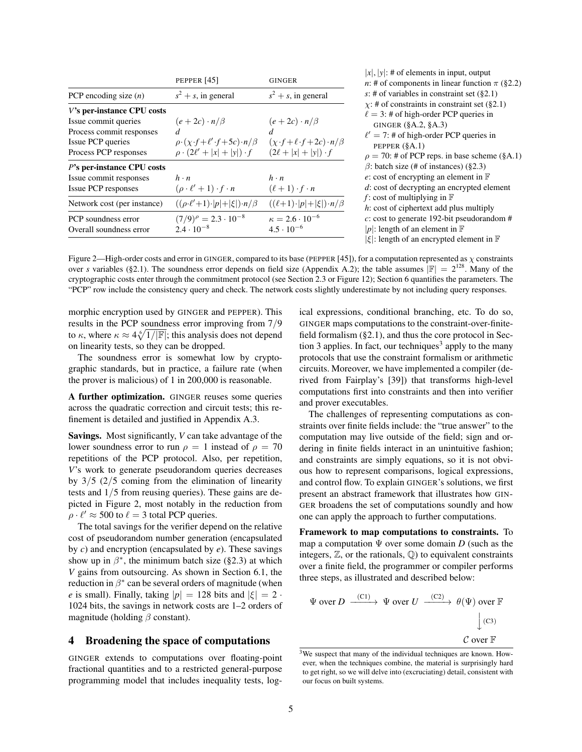| | PEPPER [45] | GINGER |
|---|---|---|
| PCP encoding size ($n$) | $s^2+s$, in general | $s^2+s$, in general |
| ***V*'s per-instance CPU costs** | | |
| Issue commit queries | $(e+2c)\cdot n/\beta$ | $(e+2c)\cdot n/\beta$ |
| Process commit responses | $d$ | $d$ |
| Issue PCP queries | $\rho\cdot(\chi\cdot f+\ell'\cdot f+5c)\cdot n/\beta$ | $(\chi\cdot f+\ell\cdot f+2c)\cdot n/\beta$ |
| Process PCP responses | $\rho\cdot(2\ell'+\lvert x\rvert+\lvert y\rvert)\cdot f$ | $(2\ell+\lvert x\rvert+\lvert y\rvert)\cdot f$ |
| ***P*'s per-instance CPU costs** | | |
| Issue commit responses | $h\cdot n$ | $h\cdot n$ |
| Issue PCP responses | $(\rho\cdot\ell'+1)\cdot f\cdot n$ | $(\ell+1)\cdot f\cdot n$ |
| Network cost (per instance) | $((\rho\cdot\ell'+1)\cdot\lvert p\rvert+\lvert\xi\rvert)\cdot n/\beta$ | $((\ell+1)\cdot\lvert p\rvert+\lvert\xi\rvert)\cdot n/\beta$ |
| PCP soundness error | $(7/9)^\rho=2.3\cdot10^{-8}$ | $\kappa=2.6\cdot10^{-6}$ |
| Overall soundness error | $2.4\cdot10^{-8}$ | $4.5\cdot10^{-6}$ |

$|x|, |y|$: # of elements in input, output
$n$: # of components in linear function $\pi$ (§2.2)
$s$: # of variables in constraint set (§2.1)
$\chi$: # of constraints in constraint set (§2.1)
$\ell=3$: # of high-order PCP queries in GINGER (§A.2, §A.3)
$\ell'=7$: # of high-order PCP queries in PEPPER (§A.1)
$\rho=70$: # of PCP reps. in base scheme (§A.1)
$\beta$: batch size (# of instances) (§2.3)
$e$: cost of encrypting an element in $\mathbb{F}$
$d$: cost of decrypting an encrypted element
$f$: cost of multiplying in $\mathbb{F}$
$h$: cost of ciphertext add plus multiply
$c$: cost to generate 192-bit pseudorandom #
$|p|$: length of an element in $\mathbb{F}$
$|\xi|$: length of an encrypted element in $\mathbb{F}$

Figure 2—High-order costs and error in GINGER, compared to its base (PEPPER [45]), for a computation represented as $\chi$ constraints over $s$ variables (§2.1). The soundness error depends on field size (Appendix A.2); the table assumes $|\mathbb{F}|=2^{128}$. Many of the cryptographic costs enter through the commitment protocol (see Section 2.3 or Figure 12); Section 6 quantifies the parameters. The "PCP" row include the consistency query and check. The network costs slightly underestimate by not including query responses.

morphic encryption used by GINGER and PEPPER). This results in the PCP soundness error improving from $7/9$ to $\kappa$, where $\kappa\approx 4\sqrt[6]{1/|\mathbb{F}|}$; this analysis does not depend on linearity tests, so they can be dropped.

The soundness error is somewhat low by cryptographic standards, but in practice, a failure rate (when the prover is malicious) of 1 in 200,000 is reasonable.

**A further optimization.** GINGER reuses some queries across the quadratic correction and circuit tests; this refinement is detailed and justified in Appendix A.3.

**Savings.** Most significantly, $V$ can take advantage of the lower soundness error to run $\rho=1$ instead of $\rho=70$ repetitions of the PCP protocol. Also, per repetition, $V$'s work to generate pseudorandom queries decreases by $3/5$ ($2/5$ coming from the elimination of linearity tests and $1/5$ from reusing queries). These gains are depicted in Figure 2, most notably in the reduction from $\rho\cdot\ell'\approx 500$ to $\ell=3$ total PCP queries.

The total savings for the verifier depend on the relative cost of pseudorandom number generation (encapsulated by $c$) and encryption (encapsulated by $e$). These savings show up in $\beta^*$, the minimum batch size (§2.3) at which $V$ gains from outsourcing. As shown in Section 6.1, the reduction in $\beta^*$ can be several orders of magnitude (when $e$ is small). Finally, taking $|p|=128$ bits and $|\xi|=2\cdot 1024$ bits, the savings in network costs are 1–2 orders of magnitude (holding $\beta$ constant).

## 4 Broadening the space of computations

GINGER extends to computations over floating-point fractional quantities and to a restricted general-purpose programming model that includes inequality tests, logical expressions, conditional branching, etc. To do so, GINGER maps computations to the constraint-over-finite-field formalism (§2.1), and thus the core protocol in Section 3 applies. In fact, our techniques[3] apply to the many protocols that use the constraint formalism or arithmetic circuits. Moreover, we have implemented a compiler (derived from Fairplay's [39]) that transforms high-level computations first into constraints and then into verifier and prover executables.

The challenges of representing computations as constraints over finite fields include: the "true answer" to the computation may live outside of the field; sign and ordering in finite fields interact in an unintuitive fashion; and constraints are simply equations, so it is not obvious how to represent comparisons, logical expressions, and control flow. To explain GINGER's solutions, we first present an abstract framework that illustrates how GINGER broadens the set of computations soundly and how one can apply the approach to further computations.

**Framework to map computations to constraints.** To map a computation $\Psi$ over some domain $D$ (such as the integers, $\mathbb{Z}$, or the rationals, $\mathbb{Q}$) to equivalent constraints over a finite field, the programmer or compiler performs three steps, as illustrated and described below:

$$\Psi \text{ over } D \xrightarrow{(C1)} \Psi \text{ over } U \xrightarrow{(C2)} \theta(\Psi) \text{ over } \mathbb{F} \xrightarrow{(C3)} \mathcal{C} \text{ over } \mathbb{F}$$

[3] We suspect that many of the individual techniques are known. However, when the techniques combine, the material is surprisingly hard to get right, so we will delve into (excruciating) detail, consistent with our focus on built systems.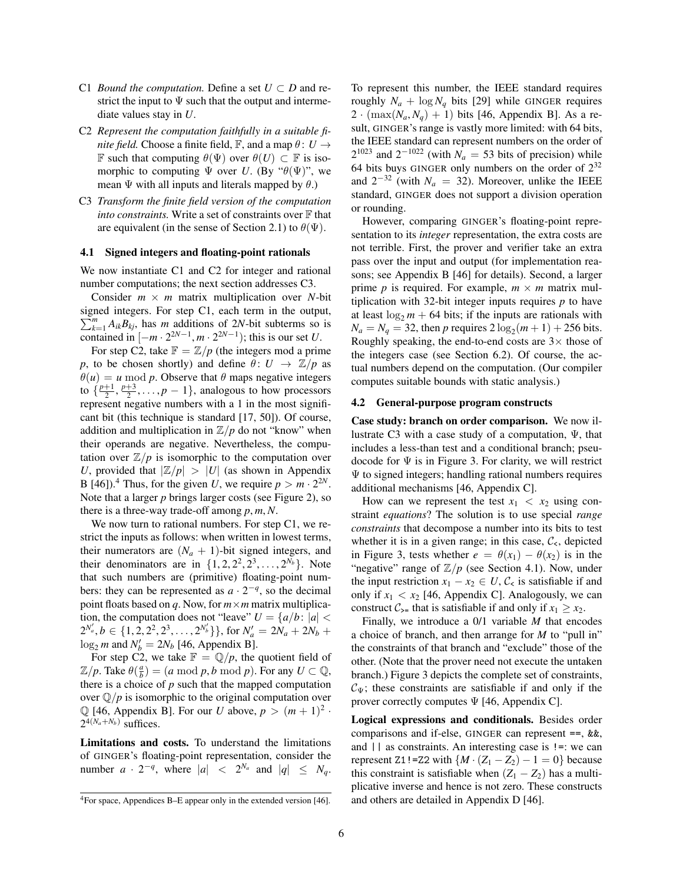C1 *Bound the computation.* Define a set $U \subset D$ and restrict the input to $\Psi$ such that the output and intermediate values stay in $U$.

C2 *Represent the computation faithfully in a suitable finite field.* Choose a finite field, $\mathbb{F}$, and a map $\theta \colon U \to \mathbb{F}$ such that computing $\theta(\Psi)$ over $\theta(U) \subset \mathbb{F}$ is isomorphic to computing $\Psi$ over $U$. (By "$\theta(\Psi)$", we mean $\Psi$ with all inputs and literals mapped by $\theta$.)

C3 *Transform the finite field version of the computation into constraints.* Write a set of constraints over $\mathbb{F}$ that are equivalent (in the sense of Section 2.1) to $\theta(\Psi)$.

### 4.1 Signed integers and floating-point rationals

We now instantiate C1 and C2 for integer and rational number computations; the next section addresses C3.

Consider $m \times m$ matrix multiplication over $N$-bit signed integers. For step C1, each term in the output, $\sum_{k=1}^{m} A_{ik}B_{kj}$, has $m$ additions of $2N$-bit subterms so is contained in $[-m \cdot 2^{2N-1}, m \cdot 2^{2N-1})$; this is our set $U$.

For step C2, take $\mathbb{F} = \mathbb{Z}/p$ (the integers mod a prime $p$, to be chosen shortly) and define $\theta \colon U \to \mathbb{Z}/p$ as $\theta(u) = u \bmod p$. Observe that $\theta$ maps negative integers to $\{\frac{p+1}{2}, \frac{p+3}{2}, \ldots, p-1\}$, analogous to how processors represent negative numbers with a 1 in the most significant bit (this technique is standard [17, 50]). Of course, addition and multiplication in $\mathbb{Z}/p$ do not "know" when their operands are negative. Nevertheless, the computation over $\mathbb{Z}/p$ is isomorphic to the computation over $U$, provided that $|\mathbb{Z}/p| > |U|$ (as shown in Appendix B [46]).[4] Thus, for the given $U$, we require $p > m \cdot 2^{2N}$. Note that a larger $p$ brings larger costs (see Figure 2), so there is a three-way trade-off among $p, m, N$.

We now turn to rational numbers. For step C1, we restrict the inputs as follows: when written in lowest terms, their numerators are $(N_a + 1)$-bit signed integers, and their denominators are in $\{1, 2, 2^2, 2^3, \ldots, 2^{N_b}\}$. Note that such numbers are (primitive) floating-point numbers: they can be represented as $a \cdot 2^{-q}$, so the decimal point floats based on $q$. Now, for $m \times m$ matrix multiplication, the computation does not "leave" $U = \{a/b \colon |a| < 2^{N'_a}, b \in \{1, 2, 2^2, 2^3, \ldots, 2^{N'_b}\}\}$, for $N'_a = 2N_a + 2N_b + \log_2 m$ and $N'_b = 2N_b$ [46, Appendix B].

For step C2, we take $\mathbb{F} = \mathbb{Q}/p$, the quotient field of $\mathbb{Z}/p$. Take $\theta(\frac{a}{b}) = (a \bmod p, b \bmod p)$. For any $U \subset \mathbb{Q}$, there is a choice of $p$ such that the mapped computation over $\mathbb{Q}/p$ is isomorphic to the original computation over $\mathbb{Q}$ [46, Appendix B]. For our $U$ above, $p > (m+1)^2 \cdot 2^{4(N_a+N_b)}$ suffices.

**Limitations and costs.** To understand the limitations of GINGER's floating-point representation, consider the number $a \cdot 2^{-q}$, where $|a| < 2^{N_a}$ and $|q| \le N_q$. To represent this number, the IEEE standard requires roughly $N_a + \log N_q$ bits [29] while GINGER requires $2 \cdot (\max(N_a, N_q) + 1)$ bits [46, Appendix B]. As a result, GINGER's range is vastly more limited: with 64 bits, the IEEE standard can represent numbers on the order of $2^{1023}$ and $2^{-1022}$ (with $N_a = 53$ bits of precision) while 64 bits buys GINGER only numbers on the order of $2^{32}$ and $2^{-32}$ (with $N_a = 32$). Moreover, unlike the IEEE standard, GINGER does not support a division operation or rounding.

However, comparing GINGER's floating-point representation to its *integer* representation, the extra costs are not terrible. First, the prover and verifier take an extra pass over the input and output (for implementation reasons; see Appendix B [46] for details). Second, a larger prime $p$ is required. For example, $m \times m$ matrix multiplication with 32-bit integer inputs requires $p$ to have at least $\log_2 m + 64$ bits; if the inputs are rationals with $N_a = N_q = 32$, then $p$ requires $2\log_2(m+1) + 256$ bits. Roughly speaking, the end-to-end costs are $3\times$ those of the integers case (see Section 6.2). Of course, the actual numbers depend on the computation. (Our compiler computes suitable bounds with static analysis.)

### 4.2 General-purpose program constructs

**Case study: branch on order comparison.** We now illustrate C3 with a case study of a computation, $\Psi$, that includes a less-than test and a conditional branch; pseudocode for $\Psi$ is in Figure 3. For clarity, we will restrict $\Psi$ to signed integers; handling rational numbers requires additional mechanisms [46, Appendix C].

How can we represent the test $x_1 < x_2$ using constraint *equations*? The solution is to use special *range constraints* that decompose a number into its bits to test whether it is in a given range; in this case, $\mathcal{C}_{<}$, depicted in Figure 3, tests whether $e = \theta(x_1) - \theta(x_2)$ is in the "negative" range of $\mathbb{Z}/p$ (see Section 4.1). Now, under the input restriction $x_1 - x_2 \in U$, $\mathcal{C}_{<}$ is satisfiable if and only if $x_1 < x_2$ [46, Appendix C]. Analogously, we can construct $\mathcal{C}_{>=}$ that is satisfiable if and only if $x_1 \ge x_2$.

Finally, we introduce a 0/1 variable $M$ that encodes a choice of branch, and then arrange for $M$ to "pull in" the constraints of that branch and "exclude" those of the other. (Note that the prover need not execute the untaken branch.) Figure 3 depicts the complete set of constraints, $\mathcal{C}_{\Psi}$; these constraints are satisfiable if and only if the prover correctly computes $\Psi$ [46, Appendix C].

**Logical expressions and conditionals.** Besides order comparisons and if-else, GINGER can represent `==`, `&&`, and `||` as constraints. An interesting case is `!=`: we can represent `Z1!=Z2` with $\{M \cdot (Z_1 - Z_2) - 1 = 0\}$ because this constraint is satisfiable when $(Z_1 - Z_2)$ has a multiplicative inverse and hence is not zero. These constructs and others are detailed in Appendix D [46].

[4] For space, Appendices B–E appear only in the extended version [46].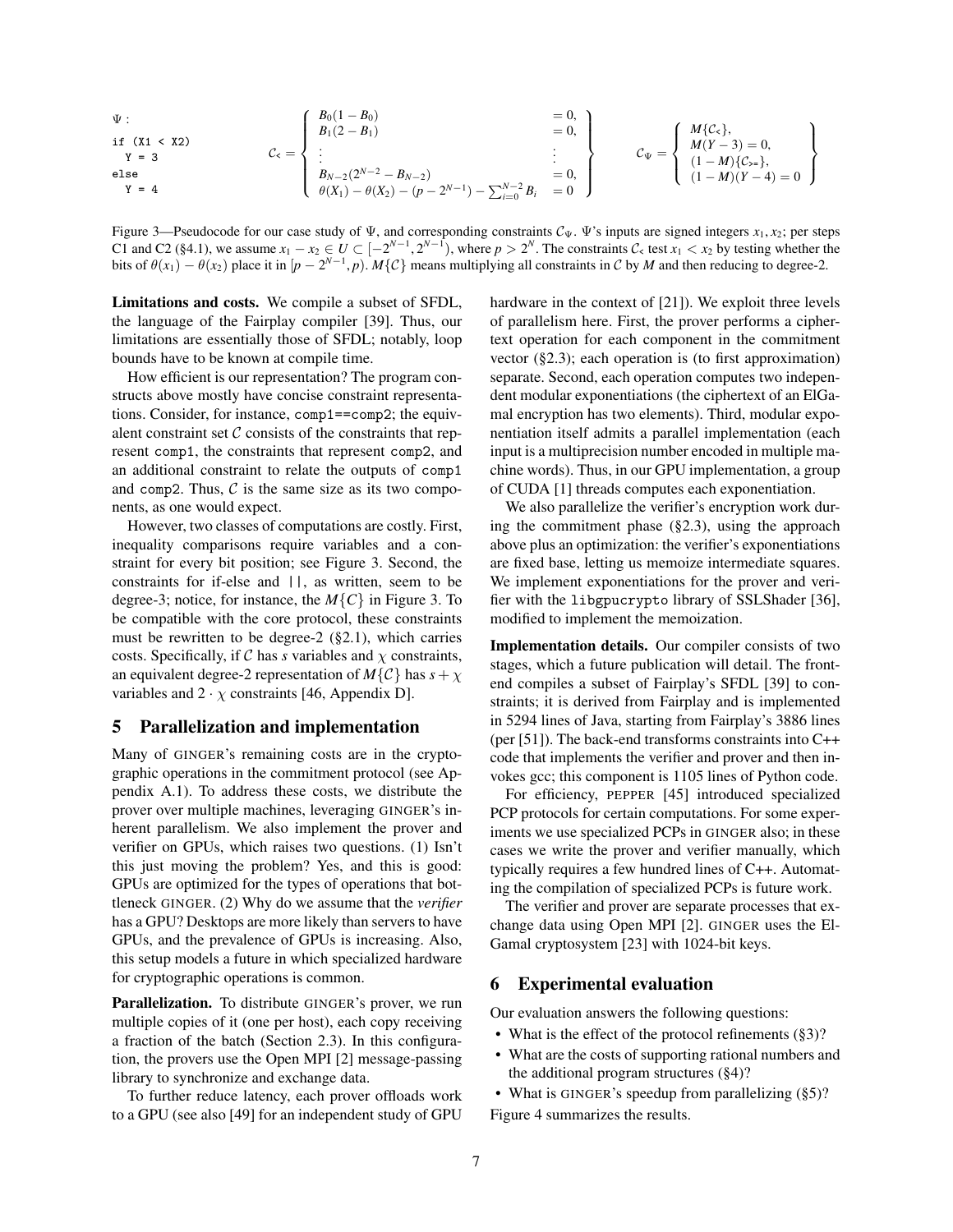```
Ψ :

if (X1 < X2)
  Y = 3
else
  Y = 4
```

$$\mathcal{C}_{<} = \left\{ \begin{array}{ll} B_0(1 - B_0) & = 0, \\ B_1(2 - B_1) & = 0, \\ \vdots & \vdots \\ B_{N-2}(2^{N-2} - B_{N-2}) & = 0, \\ \theta(X_1) - \theta(X_2) - (p - 2^{N-1}) - \sum_{i=0}^{N-2} B_i & = 0 \end{array} \right\} \qquad \mathcal{C}_{\Psi} = \left\{ \begin{array}{l} M\{\mathcal{C}_{<}\}, \\ M(Y-3) = 0, \\ (1-M)\{\mathcal{C}_{>=}\}, \\ (1-M)(Y-4) = 0 \end{array} \right\}$$

Figure 3—Pseudocode for our case study of $\Psi$, and corresponding constraints $\mathcal{C}_{\Psi}$. $\Psi$'s inputs are signed integers $x_1, x_2$; per steps C1 and C2 (§4.1), we assume $x_1 - x_2 \in U \subset [-2^{N-1}, 2^{N-1})$, where $p > 2^N$. The constraints $\mathcal{C}_{<}$ test $x_1 < x_2$ by testing whether the bits of $\theta(x_1) - \theta(x_2)$ place it in $[p - 2^{N-1}, p)$. $M\{\mathcal{C}\}$ means multiplying all constraints in $\mathcal{C}$ by $M$ and then reducing to degree-2.

**Limitations and costs.** We compile a subset of SFDL, the language of the Fairplay compiler [39]. Thus, our limitations are essentially those of SFDL; notably, loop bounds have to be known at compile time.

How efficient is our representation? The program constructs above mostly have concise constraint representations. Consider, for instance, `comp1==comp2`; the equivalent constraint set $\mathcal{C}$ consists of the constraints that represent `comp1`, the constraints that represent `comp2`, and an additional constraint to relate the outputs of `comp1` and `comp2`. Thus, $\mathcal{C}$ is the same size as its two components, as one would expect.

However, two classes of computations are costly. First, inequality comparisons require variables and a constraint for every bit position; see Figure 3. Second, the constraints for if-else and `||`, as written, seem to be degree-3; notice, for instance, the $M\{C\}$ in Figure 3. To be compatible with the core protocol, these constraints must be rewritten to be degree-2 (§2.1), which carries costs. Specifically, if $\mathcal{C}$ has $s$ variables and $\chi$ constraints, an equivalent degree-2 representation of $M\{\mathcal{C}\}$ has $s + \chi$ variables and $2 \cdot \chi$ constraints [46, Appendix D].

## 5 Parallelization and implementation

Many of GINGER's remaining costs are in the cryptographic operations in the commitment protocol (see Appendix A.1). To address these costs, we distribute the prover over multiple machines, leveraging GINGER's inherent parallelism. We also implement the prover and verifier on GPUs, which raises two questions. (1) Isn't this just moving the problem? Yes, and this is good: GPUs are optimized for the types of operations that bottleneck GINGER. (2) Why do we assume that the *verifier* has a GPU? Desktops are more likely than servers to have GPUs, and the prevalence of GPUs is increasing. Also, this setup models a future in which specialized hardware for cryptographic operations is common.

**Parallelization.** To distribute GINGER's prover, we run multiple copies of it (one per host), each copy receiving a fraction of the batch (Section 2.3). In this configuration, the provers use the Open MPI [2] message-passing library to synchronize and exchange data.

To further reduce latency, each prover offloads work to a GPU (see also [49] for an independent study of GPU hardware in the context of [21]). We exploit three levels of parallelism here. First, the prover performs a ciphertext operation for each component in the commitment vector (§2.3); each operation is (to first approximation) separate. Second, each operation computes two independent modular exponentiations (the ciphertext of an ElGamal encryption has two elements). Third, modular exponentiation itself admits a parallel implementation (each input is a multiprecision number encoded in multiple machine words). Thus, in our GPU implementation, a group of CUDA [1] threads computes each exponentiation.

We also parallelize the verifier's encryption work during the commitment phase (§2.3), using the approach above plus an optimization: the verifier's exponentiations are fixed base, letting us memoize intermediate squares. We implement exponentiations for the prover and verifier with the `libgpucrypto` library of SSLShader [36], modified to implement the memoization.

**Implementation details.** Our compiler consists of two stages, which a future publication will detail. The front-end compiles a subset of Fairplay's SFDL [39] to constraints; it is derived from Fairplay and is implemented in 5294 lines of Java, starting from Fairplay's 3886 lines (per [51]). The back-end transforms constraints into C++ code that implements the verifier and prover and then invokes gcc; this component is 1105 lines of Python code.

For efficiency, PEPPER [45] introduced specialized PCP protocols for certain computations. For some experiments we use specialized PCPs in GINGER also; in these cases we write the prover and verifier manually, which typically requires a few hundred lines of C++. Automating the compilation of specialized PCPs is future work.

The verifier and prover are separate processes that exchange data using Open MPI [2]. GINGER uses the ElGamal cryptosystem [23] with 1024-bit keys.

## 6 Experimental evaluation

Our evaluation answers the following questions:

- What is the effect of the protocol refinements (§3)?
- What are the costs of supporting rational numbers and the additional program structures (§4)?
- What is GINGER's speedup from parallelizing (§5)?

Figure 4 summarizes the results.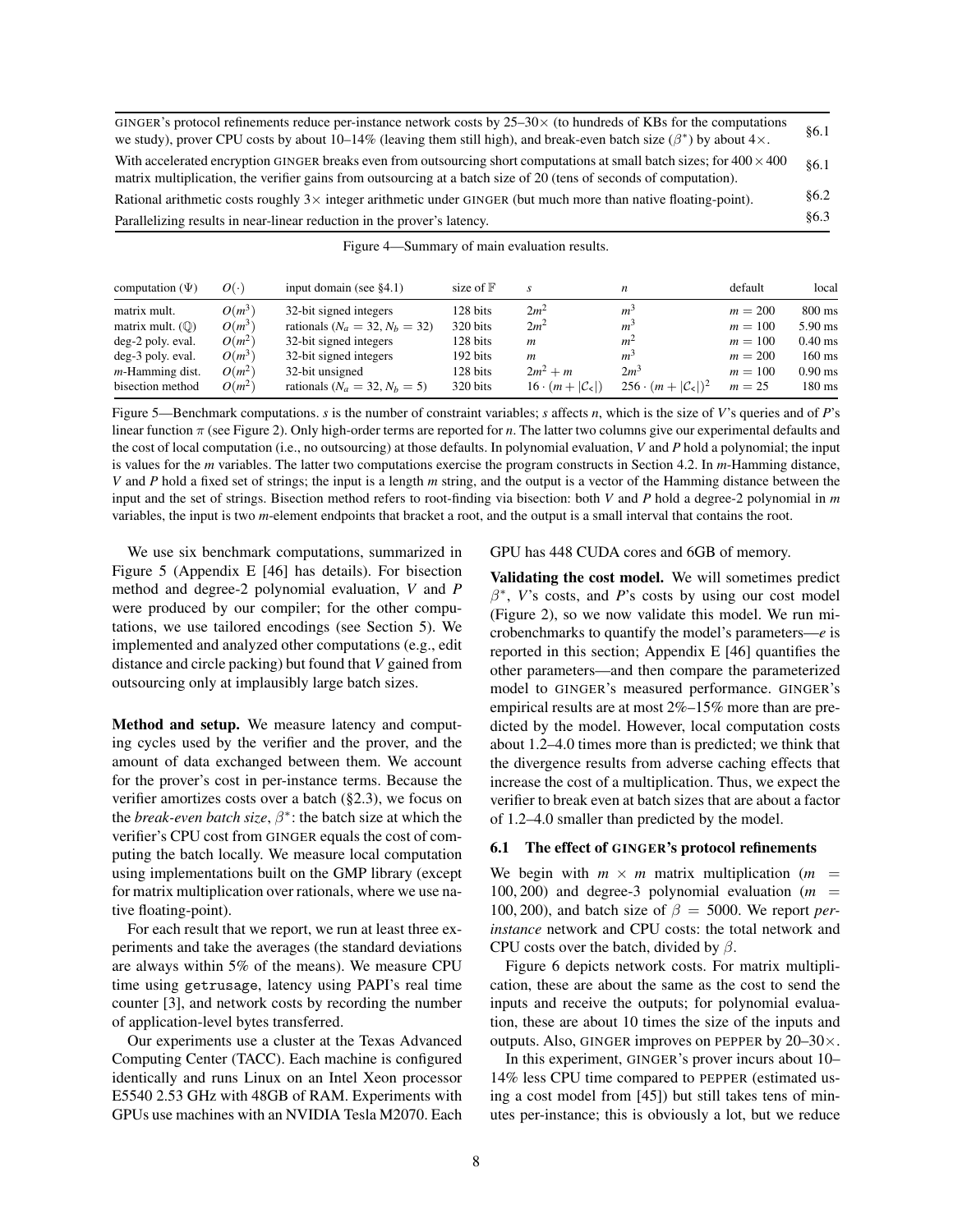| | |
|---|---|
| GINGER's protocol refinements reduce per-instance network costs by 25–30× (to hundreds of KBs for the computations we study), prover CPU costs by about 10–14% (leaving them still high), and break-even batch size ($\beta^*$) by about 4×. | §6.1 |
| With accelerated encryption GINGER breaks even from outsourcing short computations at small batch sizes; for 400 × 400 matrix multiplication, the verifier gains from outsourcing at a batch size of 20 (tens of seconds of computation). | §6.1 |
| Rational arithmetic costs roughly 3× integer arithmetic under GINGER (but much more than native floating-point). | §6.2 |
| Parallelizing results in near-linear reduction in the prover's latency. | §6.3 |

Figure 4—Summary of main evaluation results.

| computation ($\Psi$) | $O(\cdot)$ | input domain (see §4.1) | size of $\mathbb{F}$ | $s$ | $n$ | default | local |
|---|---|---|---|---|---|---|---|
| matrix mult. | $O(m^3)$ | 32-bit signed integers | 128 bits | $2m^2$ | $m^3$ | $m = 200$ | 800 ms |
| matrix mult. ($\mathbb{Q}$) | $O(m^3)$ | rationals ($N_a = 32, N_b = 32$) | 320 bits | $2m^2$ | $m^3$ | $m = 100$ | 5.90 ms |
| deg-2 poly. eval. | $O(m^2)$ | 32-bit signed integers | 128 bits | $m$ | $m^2$ | $m = 100$ | 0.40 ms |
| deg-3 poly. eval. | $O(m^3)$ | 32-bit signed integers | 192 bits | $m$ | $m^3$ | $m = 200$ | 160 ms |
| $m$-Hamming dist. | $O(m^2)$ | 32-bit unsigned | 128 bits | $2m^2 + m$ | $2m^3$ | $m = 100$ | 0.90 ms |
| bisection method | $O(m^2)$ | rationals ($N_a = 32, N_b = 5$) | 320 bits | $16 \cdot (m + \lvert\mathcal{C}_<\rvert)$ | $256 \cdot (m + \lvert\mathcal{C}_<\rvert)^2$ | $m = 25$ | 180 ms |

Figure 5—Benchmark computations. $s$ is the number of constraint variables; $s$ affects $n$, which is the size of $V$'s queries and of $P$'s linear function $\pi$ (see Figure 2). Only high-order terms are reported for $n$. The latter two columns give our experimental defaults and the cost of local computation (i.e., no outsourcing) at those defaults. In polynomial evaluation, $V$ and $P$ hold a polynomial; the input is values for the $m$ variables. The latter two computations exercise the program constructs in Section 4.2. In $m$-Hamming distance, $V$ and $P$ hold a fixed set of strings; the input is a length $m$ string, and the output is a vector of the Hamming distance between the input and the set of strings. Bisection method refers to root-finding via bisection: both $V$ and $P$ hold a degree-2 polynomial in $m$ variables, the input is two $m$-element endpoints that bracket a root, and the output is a small interval that contains the root.

We use six benchmark computations, summarized in Figure 5 (Appendix E [46] has details). For bisection method and degree-2 polynomial evaluation, $V$ and $P$ were produced by our compiler; for the other computations, we use tailored encodings (see Section 5). We implemented and analyzed other computations (e.g., edit distance and circle packing) but found that $V$ gained from outsourcing only at implausibly large batch sizes.

**Method and setup.** We measure latency and computing cycles used by the verifier and the prover, and the amount of data exchanged between them. We account for the prover's cost in per-instance terms. Because the verifier amortizes costs over a batch (§2.3), we focus on the *break-even batch size*, $\beta^*$: the batch size at which the verifier's CPU cost from GINGER equals the cost of computing the batch locally. We measure local computation using implementations built on the GMP library (except for matrix multiplication over rationals, where we use native floating-point).

For each result that we report, we run at least three experiments and take the averages (the standard deviations are always within 5% of the means). We measure CPU time using `getrusage`, latency using PAPI's real time counter [3], and network costs by recording the number of application-level bytes transferred.

Our experiments use a cluster at the Texas Advanced Computing Center (TACC). Each machine is configured identically and runs Linux on an Intel Xeon processor E5540 2.53 GHz with 48GB of RAM. Experiments with GPUs use machines with an NVIDIA Tesla M2070. Each GPU has 448 CUDA cores and 6GB of memory.

**Validating the cost model.** We will sometimes predict $\beta^*$, $V$'s costs, and $P$'s costs by using our cost model (Figure 2), so we now validate this model. We run microbenchmarks to quantify the model's parameters—$e$ is reported in this section; Appendix E [46] quantifies the other parameters—and then compare the parameterized model to GINGER's measured performance. GINGER's empirical results are at most 2%–15% more than are predicted by the model. However, local computation costs about 1.2–4.0 times more than is predicted; we think that the divergence results from adverse caching effects that increase the cost of a multiplication. Thus, we expect the verifier to break even at batch sizes that are about a factor of 1.2–4.0 smaller than predicted by the model.

### 6.1 The effect of GINGER's protocol refinements

We begin with $m \times m$ matrix multiplication ($m = 100, 200$) and degree-3 polynomial evaluation ($m = 100, 200$), and batch size of $\beta = 5000$. We report *per-instance* network and CPU costs: the total network and CPU costs over the batch, divided by $\beta$.

Figure 6 depicts network costs. For matrix multiplication, these are about the same as the cost to send the inputs and receive the outputs; for polynomial evaluation, these are about 10 times the size of the inputs and outputs. Also, GINGER improves on PEPPER by 20–30×.

In this experiment, GINGER's prover incurs about 10–14% less CPU time compared to PEPPER (estimated using a cost model from [45]) but still takes tens of minutes per-instance; this is obviously a lot, but we reduce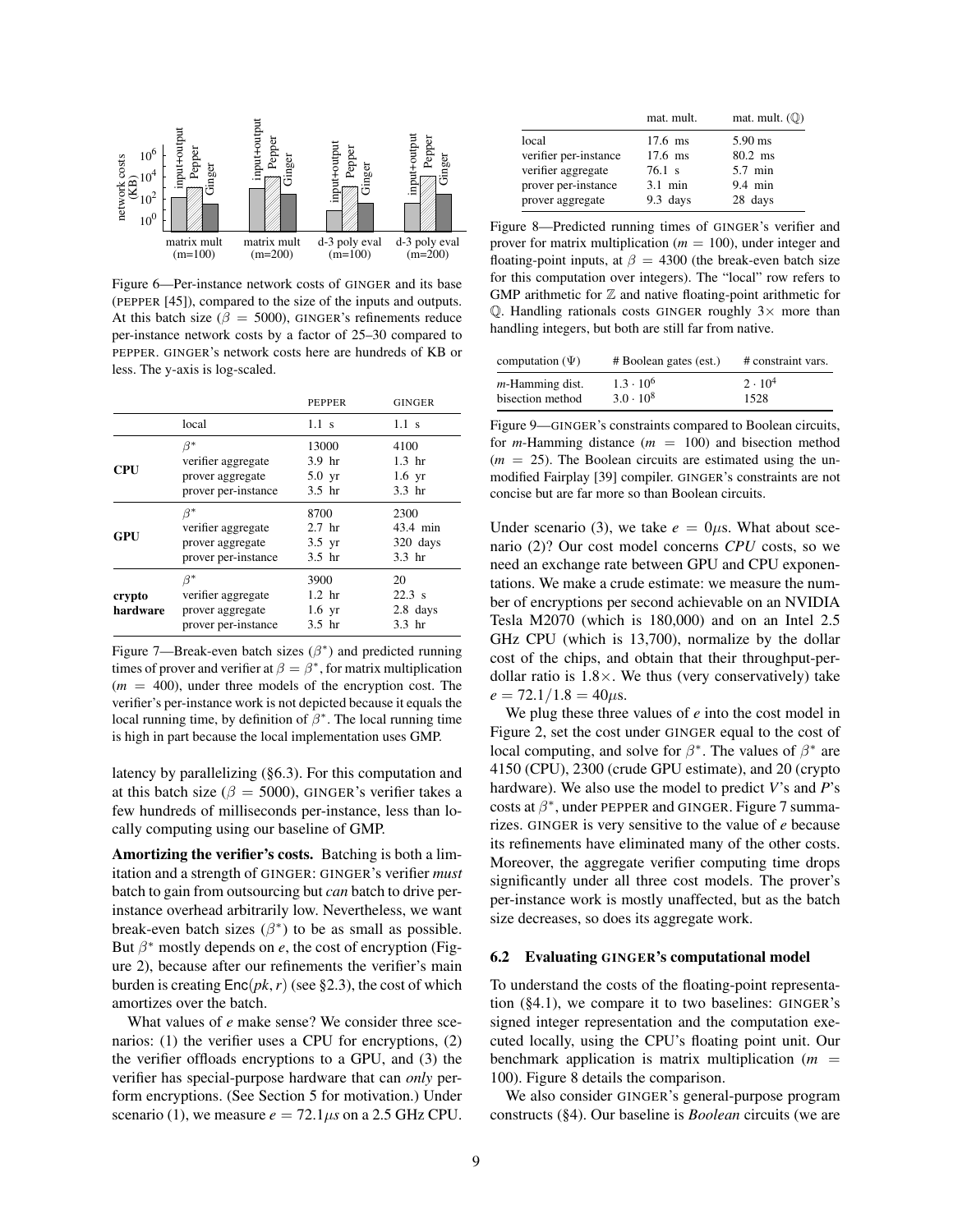network costs (KB)

$10^6$

$10^4$

$10^2$

$10^0$

input+output

Pepper

Ginger

matrix mult (m=100)

matrix mult (m=200)

d-3 poly eval (m=100)

d-3 poly eval (m=200)

Figure 6—Per-instance network costs of GINGER and its base (PEPPER [45]), compared to the size of the inputs and outputs. At this batch size ($\beta = 5000$), GINGER's refinements reduce per-instance network costs by a factor of 25–30 compared to PEPPER. GINGER's network costs here are hundreds of KB or less. The y-axis is log-scaled.

| | | PEPPER | GINGER |
|---|---|---|---|
| | local | 1.1 s | 1.1 s |
| **CPU** | $\beta^*$ | 13000 | 4100 |
| | verifier aggregate | 3.9 hr | 1.3 hr |
| | prover aggregate | 5.0 yr | 1.6 yr |
| | prover per-instance | 3.5 hr | 3.3 hr |
| **GPU** | $\beta^*$ | 8700 | 2300 |
| | verifier aggregate | 2.7 hr | 43.4 min |
| | prover aggregate | 3.5 yr | 320 days |
| | prover per-instance | 3.5 hr | 3.3 hr |
| **crypto hardware** | $\beta^*$ | 3900 | 20 |
| | verifier aggregate | 1.2 hr | 22.3 s |
| | prover aggregate | 1.6 yr | 2.8 days |
| | prover per-instance | 3.5 hr | 3.3 hr |

Figure 7—Break-even batch sizes ($\beta^*$) and predicted running times of prover and verifier at $\beta = \beta^*$, for matrix multiplication ($m = 400$), under three models of the encryption cost. The verifier's per-instance work is not depicted because it equals the local running time, by definition of $\beta^*$. The local running time is high in part because the local implementation uses GMP.

latency by parallelizing (§6.3). For this computation and at this batch size ($\beta = 5000$), GINGER's verifier takes a few hundreds of milliseconds per-instance, less than locally computing using our baseline of GMP.

**Amortizing the verifier's costs.** Batching is both a limitation and a strength of GINGER: GINGER's verifier *must* batch to gain from outsourcing but *can* batch to drive per-instance overhead arbitrarily low. Nevertheless, we want break-even batch sizes ($\beta^*$) to be as small as possible. But $\beta^*$ mostly depends on $e$, the cost of encryption (Figure 2), because after our refinements the verifier's main burden is creating $\mathsf{Enc}(pk, r)$ (see §2.3), the cost of which amortizes over the batch.

What values of $e$ make sense? We consider three scenarios: (1) the verifier uses a CPU for encryptions, (2) the verifier offloads encryptions to a GPU, and (3) the verifier has special-purpose hardware that can *only* perform encryptions. (See Section 5 for motivation.) Under scenario (1), we measure $e = 72.1\mu s$ on a 2.5 GHz CPU.

| | mat. mult. | mat. mult. ($\mathbb{Q}$) |
|---|---|---|
| local | 17.6 ms | 5.90 ms |
| verifier per-instance | 17.6 ms | 80.2 ms |
| verifier aggregate | 76.1 s | 5.7 min |
| prover per-instance | 3.1 min | 9.4 min |
| prover aggregate | 9.3 days | 28 days |

Figure 8—Predicted running times of GINGER's verifier and prover for matrix multiplication ($m = 100$), under integer and floating-point inputs, at $\beta = 4300$ (the break-even batch size for this computation over integers). The "local" row refers to GMP arithmetic for $\mathbb{Z}$ and native floating-point arithmetic for $\mathbb{Q}$. Handling rationals costs GINGER roughly $3\times$ more than handling integers, but both are still far from native.

| computation ($\Psi$) | # Boolean gates (est.) | # constraint vars. |
|---|---|---|
| $m$-Hamming dist. | $1.3 \cdot 10^6$ | $2 \cdot 10^4$ |
| bisection method | $3.0 \cdot 10^8$ | 1528 |

Figure 9—GINGER's constraints compared to Boolean circuits, for $m$-Hamming distance ($m = 100$) and bisection method ($m = 25$). The Boolean circuits are estimated using the unmodified Fairplay [39] compiler. GINGER's constraints are not concise but are far more so than Boolean circuits.

Under scenario (3), we take $e = 0\mu$s. What about scenario (2)? Our cost model concerns *CPU* costs, so we need an exchange rate between GPU and CPU exponentations. We make a crude estimate: we measure the number of encryptions per second achievable on an NVIDIA Tesla M2070 (which is 180,000) and on an Intel 2.5 GHz CPU (which is 13,700), normalize by the dollar cost of the chips, and obtain that their throughput-per-dollar ratio is $1.8\times$. We thus (very conservatively) take $e = 72.1/1.8 = 40\mu$s.

We plug these three values of $e$ into the cost model in Figure 2, set the cost under GINGER equal to the cost of local computing, and solve for $\beta^*$. The values of $\beta^*$ are 4150 (CPU), 2300 (crude GPU estimate), and 20 (crypto hardware). We also use the model to predict $V$'s and $P$'s costs at $\beta^*$, under PEPPER and GINGER. Figure 7 summarizes. GINGER is very sensitive to the value of $e$ because its refinements have eliminated many of the other costs. Moreover, the aggregate verifier computing time drops significantly under all three cost models. The prover's per-instance work is mostly unaffected, but as the batch size decreases, so does its aggregate work.

### 6.2 Evaluating GINGER's computational model

To understand the costs of the floating-point representation (§4.1), we compare it to two baselines: GINGER's signed integer representation and the computation executed locally, using the CPU's floating point unit. Our benchmark application is matrix multiplication ($m = 100$). Figure 8 details the comparison.

We also consider GINGER's general-purpose program constructs (§4). Our baseline is *Boolean* circuits (we are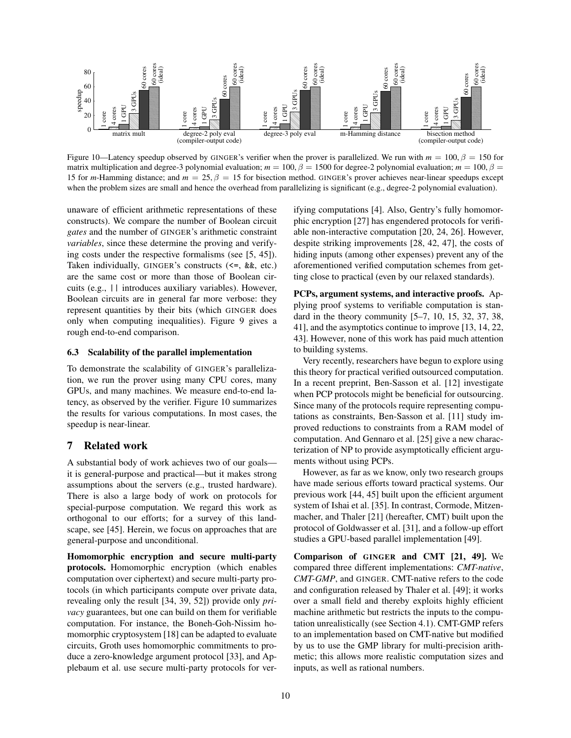80
60
40
20
0
speedup

1 core
4 cores
1 GPU
3 GPUs
60 cores
60 cores (ideal)

matrix mult
degree-2 poly eval (compiler-output code)
degree-3 poly eval
m-Hamming distance
bisection method (compiler-output code)

Figure 10—Latency speedup observed by GINGER's verifier when the prover is parallelized. We run with $m = 100, \beta = 150$ for matrix multiplication and degree-3 polynomial evaluation; $m = 100, \beta = 1500$ for degree-2 polynomial evaluation; $m = 100, \beta = 15$ for $m$-Hamming distance; and $m = 25, \beta = 15$ for bisection method. GINGER's prover achieves near-linear speedups except when the problem sizes are small and hence the overhead from parallelizing is significant (e.g., degree-2 polynomial evaluation).

unaware of efficient arithmetic representations of these constructs). We compare the number of Boolean circuit *gates* and the number of GINGER's arithmetic constraint *variables*, since these determine the proving and verifying costs under the respective formalisms (see [5, 45]). Taken individually, GINGER's constructs (`<=`, `&&`, etc.) are the same cost or more than those of Boolean circuits (e.g., `||` introduces auxiliary variables). However, Boolean circuits are in general far more verbose: they represent quantities by their bits (which GINGER does only when computing inequalities). Figure 9 gives a rough end-to-end comparison.

### 6.3 Scalability of the parallel implementation

To demonstrate the scalability of GINGER's parallelization, we run the prover using many CPU cores, many GPUs, and many machines. We measure end-to-end latency, as observed by the verifier. Figure 10 summarizes the results for various computations. In most cases, the speedup is near-linear.

## 7 Related work

A substantial body of work achieves two of our goals—it is general-purpose and practical—but it makes strong assumptions about the servers (e.g., trusted hardware). There is also a large body of work on protocols for special-purpose computation. We regard this work as orthogonal to our efforts; for a survey of this landscape, see [45]. Herein, we focus on approaches that are general-purpose and unconditional.

**Homomorphic encryption and secure multi-party protocols.** Homomorphic encryption (which enables computation over ciphertext) and secure multi-party protocols (in which participants compute over private data, revealing only the result [34, 39, 52]) provide only *privacy* guarantees, but one can build on them for verifiable computation. For instance, the Boneh-Goh-Nissim homomorphic cryptosystem [18] can be adapted to evaluate circuits, Groth uses homomorphic commitments to produce a zero-knowledge argument protocol [33], and Applebaum et al. use secure multi-party protocols for verifying computations [4]. Also, Gentry's fully homomorphic encryption [27] has engendered protocols for verifiable non-interactive computation [20, 24, 26]. However, despite striking improvements [28, 42, 47], the costs of hiding inputs (among other expenses) prevent any of the aforementioned verified computation schemes from getting close to practical (even by our relaxed standards).

**PCPs, argument systems, and interactive proofs.** Applying proof systems to verifiable computation is standard in the theory community [5–7, 10, 15, 32, 37, 38, 41], and the asymptotics continue to improve [13, 14, 22, 43]. However, none of this work has paid much attention to building systems.

Very recently, researchers have begun to explore using this theory for practical verified outsourced computation. In a recent preprint, Ben-Sasson et al. [12] investigate when PCP protocols might be beneficial for outsourcing. Since many of the protocols require representing computations as constraints, Ben-Sasson et al. [11] study improved reductions to constraints from a RAM model of computation. And Gennaro et al. [25] give a new characterization of NP to provide asymptotically efficient arguments without using PCPs.

However, as far as we know, only two research groups have made serious efforts toward practical systems. Our previous work [44, 45] built upon the efficient argument system of Ishai et al. [35]. In contrast, Cormode, Mitzenmacher, and Thaler [21] (hereafter, CMT) built upon the protocol of Goldwasser et al. [31], and a follow-up effort studies a GPU-based parallel implementation [49].

**Comparison of GINGER and CMT [21, 49].** We compared three different implementations: *CMT-native*, *CMT-GMP*, and GINGER. CMT-native refers to the code and configuration released by Thaler et al. [49]; it works over a small field and thereby exploits highly efficient machine arithmetic but restricts the inputs to the computation unrealistically (see Section 4.1). CMT-GMP refers to an implementation based on CMT-native but modified by us to use the GMP library for multi-precision arithmetic; this allows more realistic computation sizes and inputs, as well as rational numbers.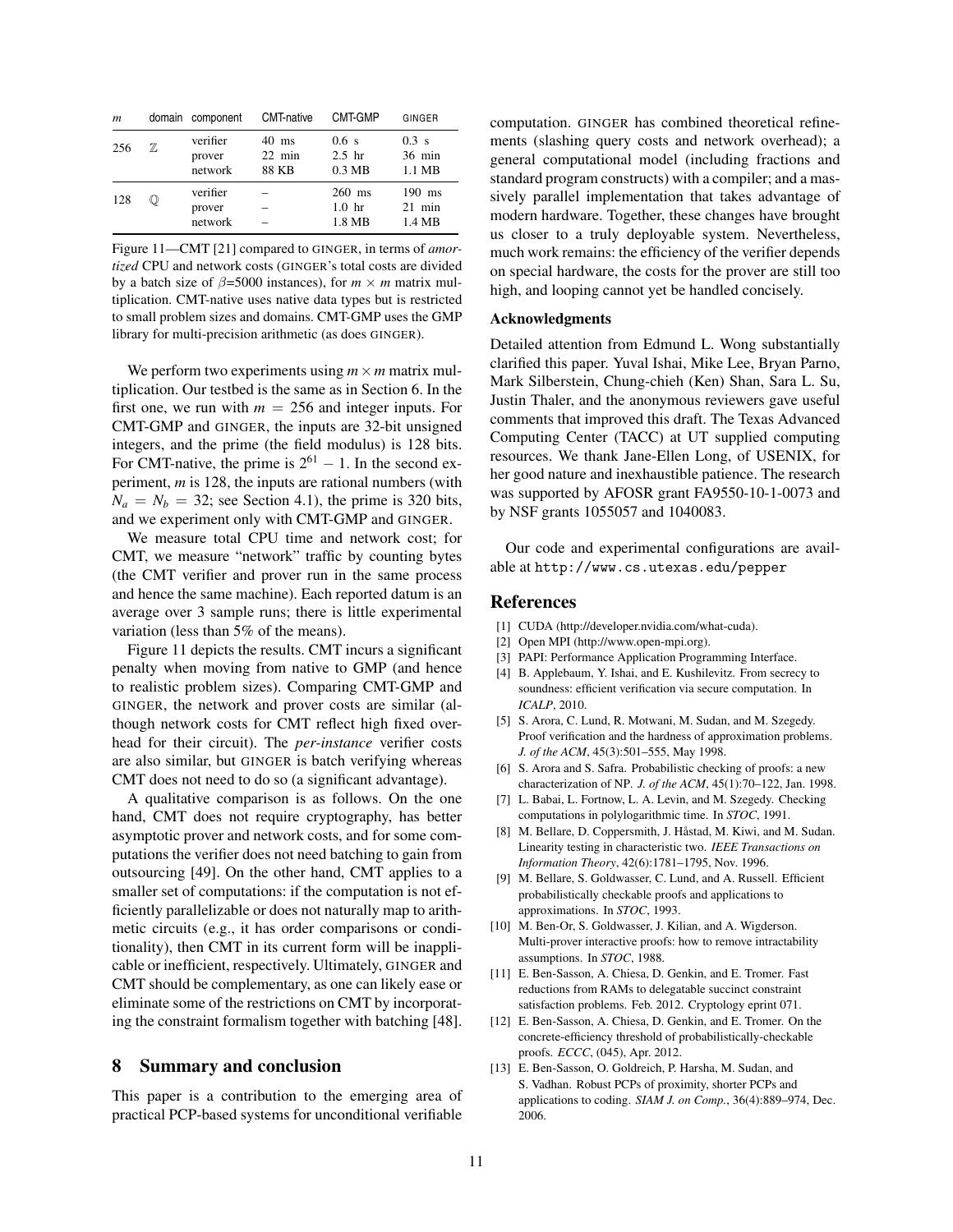| $m$ | domain | component | CMT-native | CMT-GMP | GINGER |
| --- | --- | --- | --- | --- | --- |
| 256 | $\mathbb{Z}$ | verifier | 40 ms | 0.6 s | 0.3 s |
| | | prover | 22 min | 2.5 hr | 36 min |
| | | network | 88 KB | 0.3 MB | 1.1 MB |
| 128 | $\mathbb{Q}$ | verifier | – | 260 ms | 190 ms |
| | | prover | – | 1.0 hr | 21 min |
| | | network | – | 1.8 MB | 1.4 MB |

Figure 11—CMT [21] compared to GINGER, in terms of *amortized* CPU and network costs (GINGER's total costs are divided by a batch size of $\beta$=5000 instances), for $m \times m$ matrix multiplication. CMT-native uses native data types but is restricted to small problem sizes and domains. CMT-GMP uses the GMP library for multi-precision arithmetic (as does GINGER).

We perform two experiments using $m \times m$ matrix multiplication. Our testbed is the same as in Section 6. In the first one, we run with $m = 256$ and integer inputs. For CMT-GMP and GINGER, the inputs are 32-bit unsigned integers, and the prime (the field modulus) is 128 bits. For CMT-native, the prime is $2^{61} - 1$. In the second experiment, $m$ is 128, the inputs are rational numbers (with $N_a = N_b = 32$; see Section 4.1), the prime is 320 bits, and we experiment only with CMT-GMP and GINGER.

We measure total CPU time and network cost; for CMT, we measure "network" traffic by counting bytes (the CMT verifier and prover run in the same process and hence the same machine). Each reported datum is an average over 3 sample runs; there is little experimental variation (less than 5% of the means).

Figure 11 depicts the results. CMT incurs a significant penalty when moving from native to GMP (and hence to realistic problem sizes). Comparing CMT-GMP and GINGER, the network and prover costs are similar (although network costs for CMT reflect high fixed overhead for their circuit). The *per-instance* verifier costs are also similar, but GINGER is batch verifying whereas CMT does not need to do so (a significant advantage).

A qualitative comparison is as follows. On the one hand, CMT does not require cryptography, has better asymptotic prover and network costs, and for some computations the verifier does not need batching to gain from outsourcing [49]. On the other hand, CMT applies to a smaller set of computations: if the computation is not efficiently parallelizable or does not naturally map to arithmetic circuits (e.g., it has order comparisons or conditionality), then CMT in its current form will be inapplicable or inefficient, respectively. Ultimately, GINGER and CMT should be complementary, as one can likely ease or eliminate some of the restrictions on CMT by incorporating the constraint formalism together with batching [48].

## 8 Summary and conclusion

This paper is a contribution to the emerging area of practical PCP-based systems for unconditional verifiable computation. GINGER has combined theoretical refinements (slashing query costs and network overhead); a general computational model (including fractions and standard program constructs) with a compiler; and a massively parallel implementation that takes advantage of modern hardware. Together, these changes have brought us closer to a truly deployable system. Nevertheless, much work remains: the efficiency of the verifier depends on special hardware, the costs for the prover are still too high, and looping cannot yet be handled concisely.

### Acknowledgments

Detailed attention from Edmund L. Wong substantially clarified this paper. Yuval Ishai, Mike Lee, Bryan Parno, Mark Silberstein, Chung-chieh (Ken) Shan, Sara L. Su, Justin Thaler, and the anonymous reviewers gave useful comments that improved this draft. The Texas Advanced Computing Center (TACC) at UT supplied computing resources. We thank Jane-Ellen Long, of USENIX, for her good nature and inexhaustible patience. The research was supported by AFOSR grant FA9550-10-1-0073 and by NSF grants 1055057 and 1040083.

Our code and experimental configurations are available at `http://www.cs.utexas.edu/pepper`

## References

[1] CUDA (http://developer.nvidia.com/what-cuda).

[2] Open MPI (http://www.open-mpi.org).

[3] PAPI: Performance Application Programming Interface.

[4] B. Applebaum, Y. Ishai, and E. Kushilevitz. From secrecy to soundness: efficient verification via secure computation. In *ICALP*, 2010.

[5] S. Arora, C. Lund, R. Motwani, M. Sudan, and M. Szegedy. Proof verification and the hardness of approximation problems. *J. of the ACM*, 45(3):501–555, May 1998.

[6] S. Arora and S. Safra. Probabilistic checking of proofs: a new characterization of NP. *J. of the ACM*, 45(1):70–122, Jan. 1998.

[7] L. Babai, L. Fortnow, L. A. Levin, and M. Szegedy. Checking computations in polylogarithmic time. In *STOC*, 1991.

[8] M. Bellare, D. Coppersmith, J. Håstad, M. Kiwi, and M. Sudan. Linearity testing in characteristic two. *IEEE Transactions on Information Theory*, 42(6):1781–1795, Nov. 1996.

[9] M. Bellare, S. Goldwasser, C. Lund, and A. Russell. Efficient probabilistically checkable proofs and applications to approximations. In *STOC*, 1993.

[10] M. Ben-Or, S. Goldwasser, J. Kilian, and A. Wigderson. Multi-prover interactive proofs: how to remove intractability assumptions. In *STOC*, 1988.

[11] E. Ben-Sasson, A. Chiesa, D. Genkin, and E. Tromer. Fast reductions from RAMs to delegatable succinct constraint satisfaction problems. Feb. 2012. Cryptology eprint 071.

[12] E. Ben-Sasson, A. Chiesa, D. Genkin, and E. Tromer. On the concrete-efficiency threshold of probabilistically-checkable proofs. *ECCC*, (045), Apr. 2012.

[13] E. Ben-Sasson, O. Goldreich, P. Harsha, M. Sudan, and S. Vadhan. Robust PCPs of proximity, shorter PCPs and applications to coding. *SIAM J. on Comp.*, 36(4):889–974, Dec. 2006.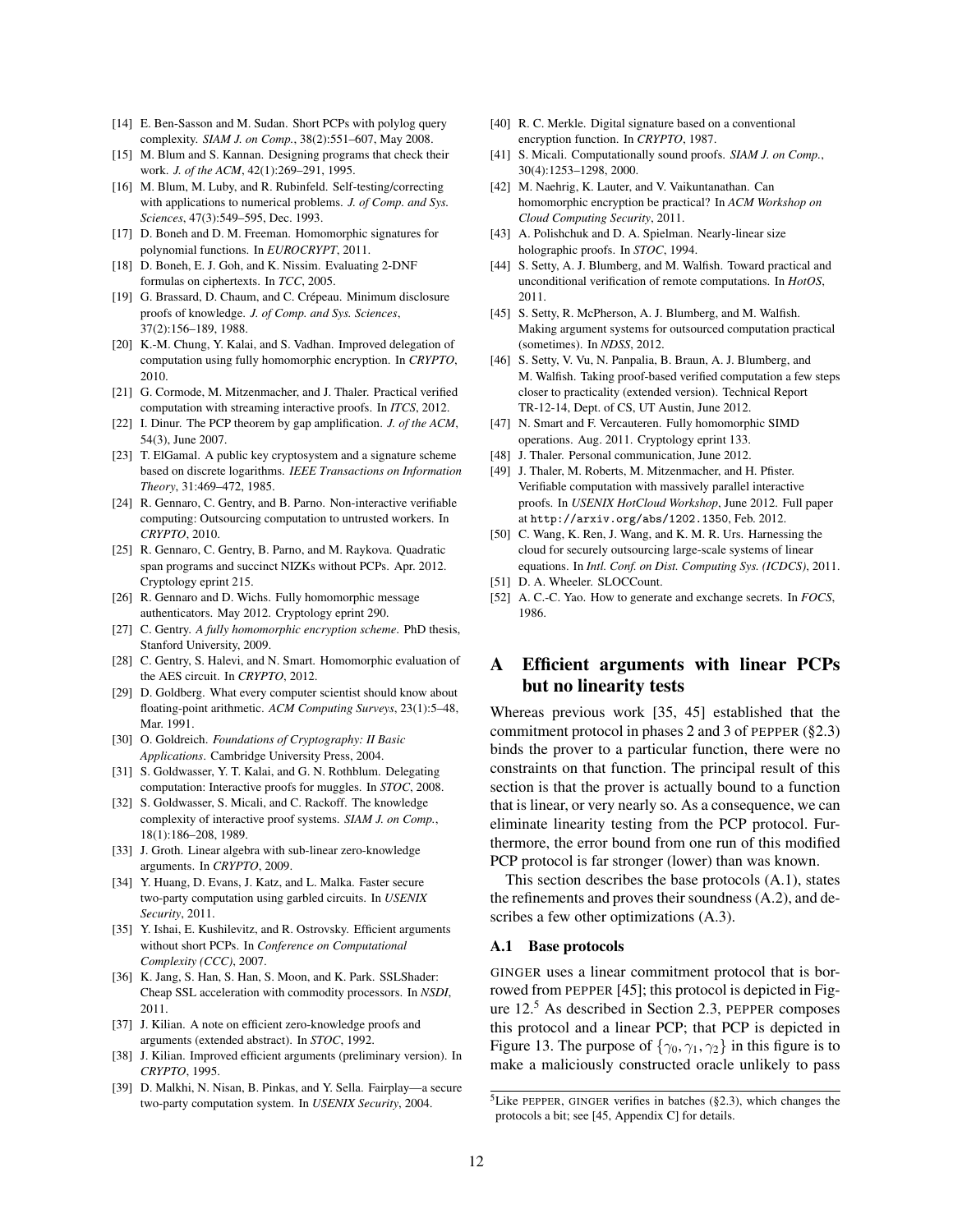[14] E. Ben-Sasson and M. Sudan. Short PCPs with polylog query complexity. *SIAM J. on Comp.*, 38(2):551–607, May 2008.

[15] M. Blum and S. Kannan. Designing programs that check their work. *J. of the ACM*, 42(1):269–291, 1995.

[16] M. Blum, M. Luby, and R. Rubinfeld. Self-testing/correcting with applications to numerical problems. *J. of Comp. and Sys. Sciences*, 47(3):549–595, Dec. 1993.

[17] D. Boneh and D. M. Freeman. Homomorphic signatures for polynomial functions. In *EUROCRYPT*, 2011.

[18] D. Boneh, E. J. Goh, and K. Nissim. Evaluating 2-DNF formulas on ciphertexts. In *TCC*, 2005.

[19] G. Brassard, D. Chaum, and C. Crépeau. Minimum disclosure proofs of knowledge. *J. of Comp. and Sys. Sciences*, 37(2):156–189, 1988.

[20] K.-M. Chung, Y. Kalai, and S. Vadhan. Improved delegation of computation using fully homomorphic encryption. In *CRYPTO*, 2010.

[21] G. Cormode, M. Mitzenmacher, and J. Thaler. Practical verified computation with streaming interactive proofs. In *ITCS*, 2012.

[22] I. Dinur. The PCP theorem by gap amplification. *J. of the ACM*, 54(3), June 2007.

[23] T. ElGamal. A public key cryptosystem and a signature scheme based on discrete logarithms. *IEEE Transactions on Information Theory*, 31:469–472, 1985.

[24] R. Gennaro, C. Gentry, and B. Parno. Non-interactive verifiable computing: Outsourcing computation to untrusted workers. In *CRYPTO*, 2010.

[25] R. Gennaro, C. Gentry, B. Parno, and M. Raykova. Quadratic span programs and succinct NIZKs without PCPs. Apr. 2012. Cryptology eprint 215.

[26] R. Gennaro and D. Wichs. Fully homomorphic message authenticators. May 2012. Cryptology eprint 290.

[27] C. Gentry. *A fully homomorphic encryption scheme*. PhD thesis, Stanford University, 2009.

[28] C. Gentry, S. Halevi, and N. Smart. Homomorphic evaluation of the AES circuit. In *CRYPTO*, 2012.

[29] D. Goldberg. What every computer scientist should know about floating-point arithmetic. *ACM Computing Surveys*, 23(1):5–48, Mar. 1991.

[30] O. Goldreich. *Foundations of Cryptography: II Basic Applications*. Cambridge University Press, 2004.

[31] S. Goldwasser, Y. T. Kalai, and G. N. Rothblum. Delegating computation: Interactive proofs for muggles. In *STOC*, 2008.

[32] S. Goldwasser, S. Micali, and C. Rackoff. The knowledge complexity of interactive proof systems. *SIAM J. on Comp.*, 18(1):186–208, 1989.

[33] J. Groth. Linear algebra with sub-linear zero-knowledge arguments. In *CRYPTO*, 2009.

[34] Y. Huang, D. Evans, J. Katz, and L. Malka. Faster secure two-party computation using garbled circuits. In *USENIX Security*, 2011.

[35] Y. Ishai, E. Kushilevitz, and R. Ostrovsky. Efficient arguments without short PCPs. In *Conference on Computational Complexity (CCC)*, 2007.

[36] K. Jang, S. Han, S. Han, S. Moon, and K. Park. SSLShader: Cheap SSL acceleration with commodity processors. In *NSDI*, 2011.

[37] J. Kilian. A note on efficient zero-knowledge proofs and arguments (extended abstract). In *STOC*, 1992.

[38] J. Kilian. Improved efficient arguments (preliminary version). In *CRYPTO*, 1995.

[39] D. Malkhi, N. Nisan, B. Pinkas, and Y. Sella. Fairplay—a secure two-party computation system. In *USENIX Security*, 2004.

[40] R. C. Merkle. Digital signature based on a conventional encryption function. In *CRYPTO*, 1987.

[41] S. Micali. Computationally sound proofs. *SIAM J. on Comp.*, 30(4):1253–1298, 2000.

[42] M. Naehrig, K. Lauter, and V. Vaikuntanathan. Can homomorphic encryption be practical? In *ACM Workshop on Cloud Computing Security*, 2011.

[43] A. Polishchuk and D. A. Spielman. Nearly-linear size holographic proofs. In *STOC*, 1994.

[44] S. Setty, A. J. Blumberg, and M. Walfish. Toward practical and unconditional verification of remote computations. In *HotOS*, 2011.

[45] S. Setty, R. McPherson, A. J. Blumberg, and M. Walfish. Making argument systems for outsourced computation practical (sometimes). In *NDSS*, 2012.

[46] S. Setty, V. Vu, N. Panpalia, B. Braun, A. J. Blumberg, and M. Walfish. Taking proof-based verified computation a few steps closer to practicality (extended version). Technical Report TR-12-14, Dept. of CS, UT Austin, June 2012.

[47] N. Smart and F. Vercauteren. Fully homomorphic SIMD operations. Aug. 2011. Cryptology eprint 133.

[48] J. Thaler. Personal communication, June 2012.

[49] J. Thaler, M. Roberts, M. Mitzenmacher, and H. Pfister. Verifiable computation with massively parallel interactive proofs. In *USENIX HotCloud Workshop*, June 2012. Full paper at `http://arxiv.org/abs/1202.1350`, Feb. 2012.

[50] C. Wang, K. Ren, J. Wang, and K. M. R. Urs. Harnessing the cloud for securely outsourcing large-scale systems of linear equations. In *Intl. Conf. on Dist. Computing Sys. (ICDCS)*, 2011.

[51] D. A. Wheeler. SLOCCount.

[52] A. C.-C. Yao. How to generate and exchange secrets. In *FOCS*, 1986.

# A Efficient arguments with linear PCPs but no linearity tests

Whereas previous work [35, 45] established that the commitment protocol in phases 2 and 3 of PEPPER (§2.3) binds the prover to a particular function, there were no constraints on that function. The principal result of this section is that the prover is actually bound to a function that is linear, or very nearly so. As a consequence, we can eliminate linearity testing from the PCP protocol. Furthermore, the error bound from one run of this modified PCP protocol is far stronger (lower) than was known.

This section describes the base protocols (A.1), states the refinements and proves their soundness (A.2), and describes a few other optimizations (A.3).

## A.1 Base protocols

GINGER uses a linear commitment protocol that is borrowed from PEPPER [45]; this protocol is depicted in Figure 12.[5] As described in Section 2.3, PEPPER composes this protocol and a linear PCP; that PCP is depicted in Figure 13. The purpose of $\{\gamma_0, \gamma_1, \gamma_2\}$ in this figure is to make a maliciously constructed oracle unlikely to pass

[5] Like PEPPER, GINGER verifies in batches (§2.3), which changes the protocols a bit; see [45, Appendix C] for details.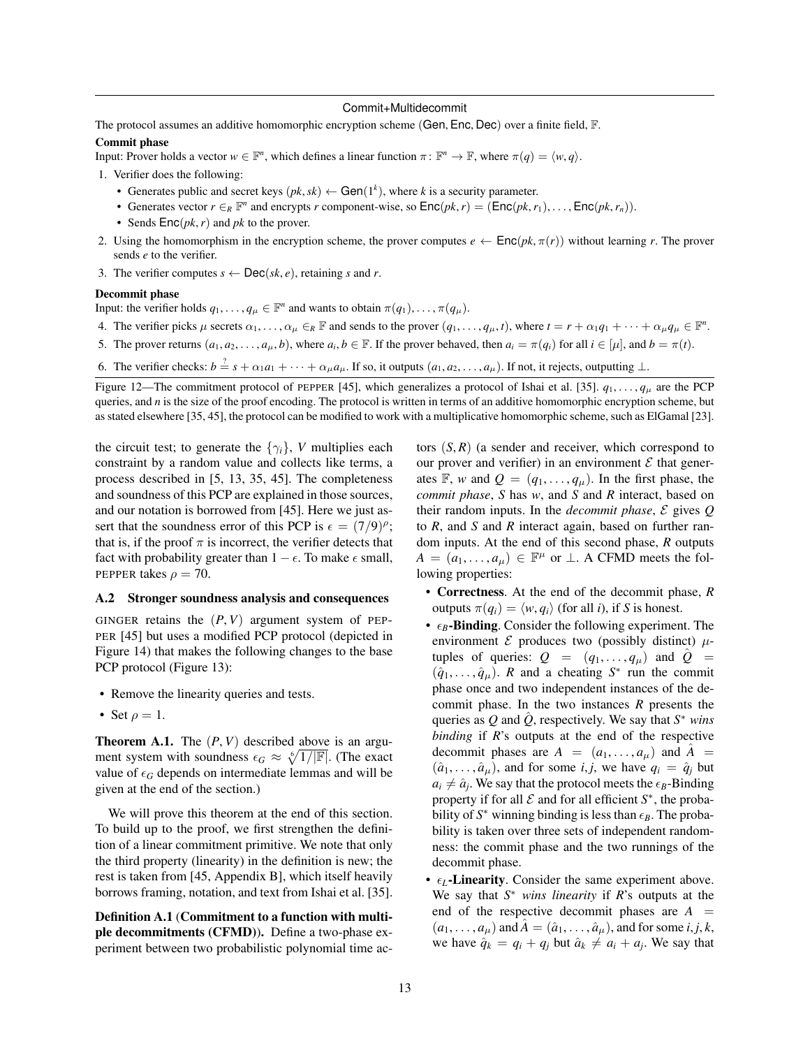Commit+Multidecommit

The protocol assumes an additive homomorphic encryption scheme (Gen, Enc, Dec) over a finite field, $\mathbb{F}$.

**Commit phase**

Input: Prover holds a vector $w \in \mathbb{F}^n$, which defines a linear function $\pi\colon \mathbb{F}^n \to \mathbb{F}$, where $\pi(q) = \langle w, q \rangle$.

1. Verifier does the following:
   - Generates public and secret keys $(pk, sk) \leftarrow \mathsf{Gen}(1^k)$, where $k$ is a security parameter.
   - Generates vector $r \in_R \mathbb{F}^n$ and encrypts $r$ component-wise, so $\mathsf{Enc}(pk, r) = (\mathsf{Enc}(pk, r_1), \ldots, \mathsf{Enc}(pk, r_n))$.
   - Sends $\mathsf{Enc}(pk, r)$ and $pk$ to the prover.
2. Using the homomorphism in the encryption scheme, the prover computes $e \leftarrow \mathsf{Enc}(pk, \pi(r))$ without learning $r$. The prover sends $e$ to the verifier.
3. The verifier computes $s \leftarrow \mathsf{Dec}(sk, e)$, retaining $s$ and $r$.

**Decommit phase**

Input: the verifier holds $q_1, \ldots, q_\mu \in \mathbb{F}^n$ and wants to obtain $\pi(q_1), \ldots, \pi(q_\mu)$.

4. The verifier picks $\mu$ secrets $\alpha_1, \ldots, \alpha_\mu \in_R \mathbb{F}$ and sends to the prover $(q_1, \ldots, q_\mu, t)$, where $t = r + \alpha_1 q_1 + \cdots + \alpha_\mu q_\mu \in \mathbb{F}^n$.
5. The prover returns $(a_1, a_2, \ldots, a_\mu, b)$, where $a_i, b \in \mathbb{F}$. If the prover behaved, then $a_i = \pi(q_i)$ for all $i \in [\mu]$, and $b = \pi(t)$.
6. The verifier checks: $b \stackrel{?}{=} s + \alpha_1 a_1 + \cdots + \alpha_\mu a_\mu$. If so, it outputs $(a_1, a_2, \ldots, a_\mu)$. If not, it rejects, outputting $\perp$.

Figure 12—The commitment protocol of PEPPER [45], which generalizes a protocol of Ishai et al. [35]. $q_1, \ldots, q_\mu$ are the PCP queries, and $n$ is the size of the proof encoding. The protocol is written in terms of an additive homomorphic encryption scheme, but as stated elsewhere [35, 45], the protocol can be modified to work with a multiplicative homomorphic scheme, such as ElGamal [23].

the circuit test; to generate the $\{\gamma_i\}$, $V$ multiplies each constraint by a random value and collects like terms, a process described in [5, 13, 35, 45]. The completeness and soundness of this PCP are explained in those sources, and our notation is borrowed from [45]. Here we just assert that the soundness error of this PCP is $\epsilon = (7/9)^\rho$; that is, if the proof $\pi$ is incorrect, the verifier detects that fact with probability greater than $1 - \epsilon$. To make $\epsilon$ small, PEPPER takes $\rho = 70$.

### A.2 Stronger soundness analysis and consequences

GINGER retains the $(P, V)$ argument system of PEPPER [45] but uses a modified PCP protocol (depicted in Figure 14) that makes the following changes to the base PCP protocol (Figure 13):

- Remove the linearity queries and tests.
- Set $\rho = 1$.

**Theorem A.1.** The $(P, V)$ described above is an argument system with soundness $\epsilon_G \approx \sqrt[6]{1/|\mathbb{F}|}$. (The exact value of $\epsilon_G$ depends on intermediate lemmas and will be given at the end of the section.)

We will prove this theorem at the end of this section. To build up to the proof, we first strengthen the definition of a linear commitment primitive. We note that only the third property (linearity) in the definition is new; the rest is taken from [45, Appendix B], which itself heavily borrows framing, notation, and text from Ishai et al. [35].

**Definition A.1 (Commitment to a function with multiple decommitments (CFMD)).** Define a two-phase experiment between two probabilistic polynomial time actors $(S, R)$ (a sender and receiver, which correspond to our prover and verifier) in an environment $\mathcal{E}$ that generates $\mathbb{F}$, $w$ and $Q = (q_1, \ldots, q_\mu)$. In the first phase, the *commit phase*, $S$ has $w$, and $S$ and $R$ interact, based on their random inputs. In the *decommit phase*, $\mathcal{E}$ gives $Q$ to $R$, and $S$ and $R$ interact again, based on further random inputs. At the end of this second phase, $R$ outputs $A = (a_1, \ldots, a_\mu) \in \mathbb{F}^\mu$ or $\perp$. A CFMD meets the following properties:

- **Correctness**. At the end of the decommit phase, $R$ outputs $\pi(q_i) = \langle w, q_i \rangle$ (for all $i$), if $S$ is honest.
- **$\epsilon_B$-Binding**. Consider the following experiment. The environment $\mathcal{E}$ produces two (possibly distinct) $\mu$-tuples of queries: $Q = (q_1, \ldots, q_\mu)$ and $\hat{Q} = (\hat{q}_1, \ldots, \hat{q}_\mu)$. $R$ and a cheating $S^*$ run the commit phase once and two independent instances of the decommit phase. In the two instances $R$ presents the queries as $Q$ and $\hat{Q}$, respectively. We say that $S^*$ *wins binding* if $R$'s outputs at the end of the respective decommit phases are $A = (a_1, \ldots, a_\mu)$ and $\hat{A} = (\hat{a}_1, \ldots, \hat{a}_\mu)$, and for some $i, j$, we have $q_i = \hat{q}_j$ but $a_i \neq \hat{a}_j$. We say that the protocol meets the $\epsilon_B$-Binding property if for all $\mathcal{E}$ and for all efficient $S^*$, the probability of $S^*$ winning binding is less than $\epsilon_B$. The probability is taken over three sets of independent randomness: the commit phase and the two runnings of the decommit phase.
- **$\epsilon_L$-Linearity**. Consider the same experiment above. We say that $S^*$ *wins linearity* if $R$'s outputs at the end of the respective decommit phases are $A = (a_1, \ldots, a_\mu)$ and $\hat{A} = (\hat{a}_1, \ldots, \hat{a}_\mu)$, and for some $i, j, k$, we have $\hat{q}_k = q_i + q_j$ but $\hat{a}_k \neq a_i + a_j$. We say that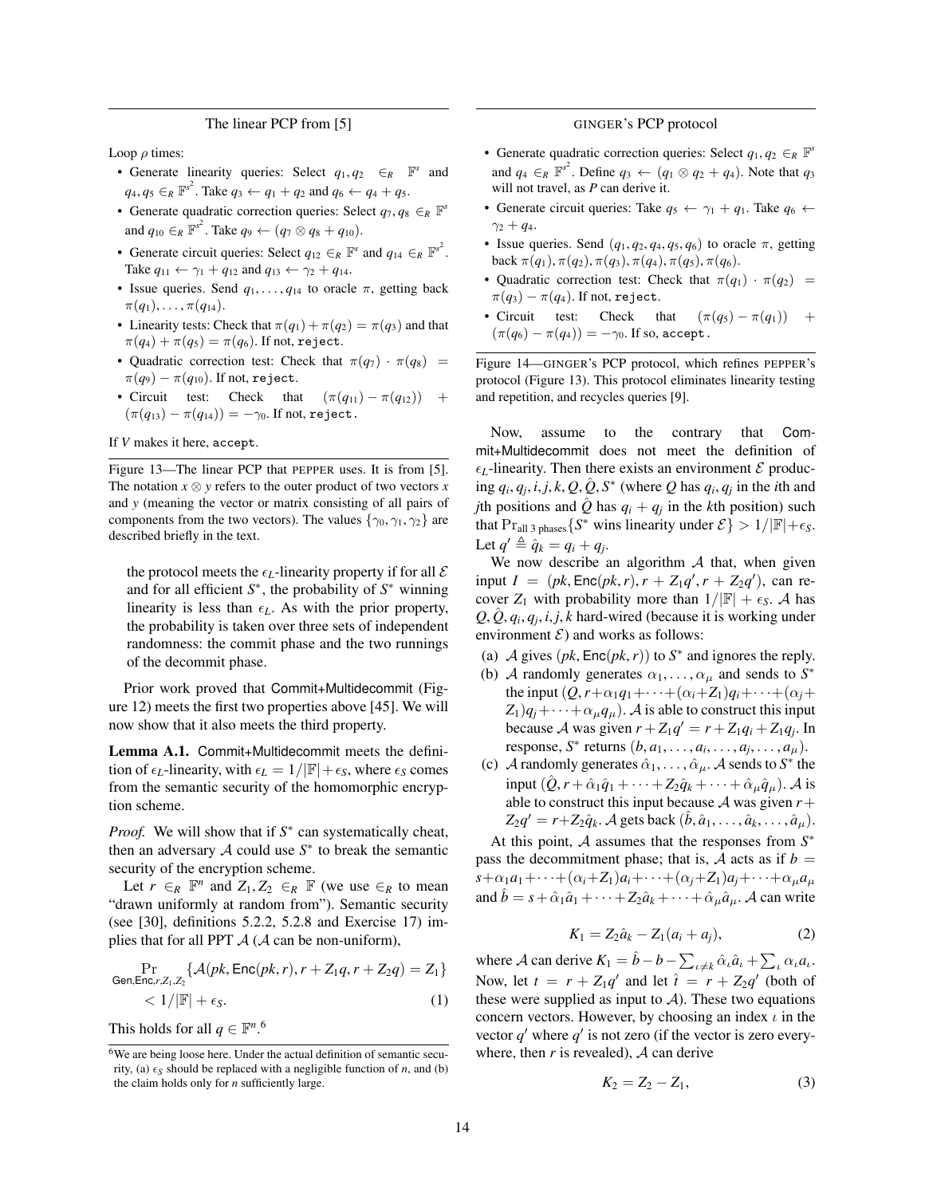### The linear PCP from [5]

Loop $\rho$ times:

- Generate linearity queries: Select $q_1, q_2 \in_R \mathbb{F}^s$ and $q_4, q_5 \in_R \mathbb{F}^{s^2}$. Take $q_3 \leftarrow q_1 + q_2$ and $q_6 \leftarrow q_4 + q_5$.
- Generate quadratic correction queries: Select $q_7, q_8 \in_R \mathbb{F}^s$ and $q_{10} \in_R \mathbb{F}^{s^2}$. Take $q_9 \leftarrow (q_7 \otimes q_8 + q_{10})$.
- Generate circuit queries: Select $q_{12} \in_R \mathbb{F}^s$ and $q_{14} \in_R \mathbb{F}^{s^2}$. Take $q_{11} \leftarrow \gamma_1 + q_{12}$ and $q_{13} \leftarrow \gamma_2 + q_{14}$.
- Issue queries. Send $q_1, \ldots, q_{14}$ to oracle $\pi$, getting back $\pi(q_1), \ldots, \pi(q_{14})$.
- Linearity tests: Check that $\pi(q_1) + \pi(q_2) = \pi(q_3)$ and that $\pi(q_4) + \pi(q_5) = \pi(q_6)$. If not, reject.
- Quadratic correction test: Check that $\pi(q_7) \cdot \pi(q_8) = \pi(q_9) - \pi(q_{10})$. If not, reject.
- Circuit test: Check that $(\pi(q_{11}) - \pi(q_{12})) + (\pi(q_{13}) - \pi(q_{14})) = -\gamma_0$. If not, reject.

If $V$ makes it here, accept.

Figure 13—The linear PCP that PEPPER uses. It is from [5]. The notation $x \otimes y$ refers to the outer product of two vectors $x$ and $y$ (meaning the vector or matrix consisting of all pairs of components from the two vectors). The values $\{\gamma_0, \gamma_1, \gamma_2\}$ are described briefly in the text.

the protocol meets the $\epsilon_L$-linearity property if for all $\mathcal{E}$ and for all efficient $S^*$, the probability of $S^*$ winning linearity is less than $\epsilon_L$. As with the prior property, the probability is taken over three sets of independent randomness: the commit phase and the two runnings of the decommit phase.

Prior work proved that Commit+Multidecommit (Figure 12) meets the first two properties above [45]. We will now show that it also meets the third property.

**Lemma A.1.** Commit+Multidecommit meets the definition of $\epsilon_L$-linearity, with $\epsilon_L = 1/|\mathbb{F}| + \epsilon_S$, where $\epsilon_S$ comes from the semantic security of the homomorphic encryption scheme.

*Proof.* We will show that if $S^*$ can systematically cheat, then an adversary $\mathcal{A}$ could use $S^*$ to break the semantic security of the encryption scheme.

Let $r \in_R \mathbb{F}^n$ and $Z_1, Z_2 \in_R \mathbb{F}$ (we use $\in_R$ to mean "drawn uniformly at random from"). Semantic security (see [30], definitions 5.2.2, 5.2.8 and Exercise 17) implies that for all PPT $\mathcal{A}$ ($\mathcal{A}$ can be non-uniform),

$$\Pr_{\mathsf{Gen},\mathsf{Enc},r,Z_1,Z_2}\{\mathcal{A}(pk, \mathsf{Enc}(pk, r), r + Z_1 q, r + Z_2 q) = Z_1\} < 1/|\mathbb{F}| + \epsilon_S. \tag{1}$$

This holds for all $q \in \mathbb{F}^n$.[6]

[6] We are being loose here. Under the actual definition of semantic security, (a) $\epsilon_S$ should be replaced with a negligible function of $n$, and (b) the claim holds only for $n$ sufficiently large.

### GINGER's PCP protocol

- Generate quadratic correction queries: Select $q_1, q_2 \in_R \mathbb{F}^s$ and $q_4 \in_R \mathbb{F}^{s^2}$. Define $q_3 \leftarrow (q_1 \otimes q_2 + q_4)$. Note that $q_3$ will not travel, as $P$ can derive it.
- Generate circuit queries: Take $q_5 \leftarrow \gamma_1 + q_1$. Take $q_6 \leftarrow \gamma_2 + q_4$.
- Issue queries. Send $(q_1, q_2, q_4, q_5, q_6)$ to oracle $\pi$, getting back $\pi(q_1), \pi(q_2), \pi(q_3), \pi(q_4), \pi(q_5), \pi(q_6)$.
- Quadratic correction test: Check that $\pi(q_1) \cdot \pi(q_2) = \pi(q_3) - \pi(q_4)$. If not, reject.
- Circuit test: Check that $(\pi(q_5) - \pi(q_1)) + (\pi(q_6) - \pi(q_4)) = -\gamma_0$. If so, accept.

Figure 14—GINGER's PCP protocol, which refines PEPPER's protocol (Figure 13). This protocol eliminates linearity testing and repetition, and recycles queries [9].

Now, assume to the contrary that Commit+Multidecommit does not meet the definition of $\epsilon_L$-linearity. Then there exists an environment $\mathcal{E}$ producing $q_i, q_j, i, j, k, Q, \hat{Q}, S^*$ (where $Q$ has $q_i, q_j$ in the $i$th and $j$th positions and $\hat{Q}$ has $q_i + q_j$ in the $k$th position) such that $\Pr_{\text{all 3 phases}}\{S^* \text{ wins linearity under } \mathcal{E}\} > 1/|\mathbb{F}| + \epsilon_S$. Let $q' \triangleq \hat{q}_k = q_i + q_j$.

We now describe an algorithm $\mathcal{A}$ that, when given input $I = (pk, \mathsf{Enc}(pk, r), r + Z_1 q', r + Z_2 q')$, can recover $Z_1$ with probability more than $1/|\mathbb{F}| + \epsilon_S$. $\mathcal{A}$ has $Q, \hat{Q}, q_i, q_j, i, j, k$ hard-wired (because it is working under environment $\mathcal{E}$) and works as follows:

(a) $\mathcal{A}$ gives $(pk, \mathsf{Enc}(pk, r))$ to $S^*$ and ignores the reply.

(b) $\mathcal{A}$ randomly generates $\alpha_1, \ldots, \alpha_\mu$ and sends to $S^*$ the input $(Q, r + \alpha_1 q_1 + \cdots + (\alpha_i + Z_1) q_i + \cdots + (\alpha_j + Z_1) q_j + \cdots + \alpha_\mu q_\mu)$. $\mathcal{A}$ is able to construct this input because $\mathcal{A}$ was given $r + Z_1 q' = r + Z_1 q_i + Z_1 q_j$. In response, $S^*$ returns $(b, a_1, \ldots, a_i, \ldots, a_j, \ldots, a_\mu)$.

(c) $\mathcal{A}$ randomly generates $\hat{\alpha}_1, \ldots, \hat{\alpha}_\mu$. $\mathcal{A}$ sends to $S^*$ the input $(\hat{Q}, r + \hat{\alpha}_1 \hat{q}_1 + \cdots + Z_2 \hat{q}_k + \cdots + \hat{\alpha}_\mu \hat{q}_\mu)$. $\mathcal{A}$ is able to construct this input because $\mathcal{A}$ was given $r + Z_2 q' = r + Z_2 \hat{q}_k$. $\mathcal{A}$ gets back $(\hat{b}, \hat{a}_1, \ldots, \hat{a}_k, \ldots, \hat{a}_\mu)$.

At this point, $\mathcal{A}$ assumes that the responses from $S^*$ pass the decommitment phase; that is, $\mathcal{A}$ acts as if $b = s + \alpha_1 a_1 + \cdots + (\alpha_i + Z_1) a_i + \cdots + (\alpha_j + Z_1) a_j + \cdots + \alpha_\mu a_\mu$ and $\hat{b} = s + \hat{\alpha}_1 \hat{a}_1 + \cdots + Z_2 \hat{a}_k + \cdots + \hat{\alpha}_\mu \hat{a}_\mu$. $\mathcal{A}$ can write

$$K_1 = Z_2 \hat{a}_k - Z_1 (a_i + a_j), \tag{2}$$

where $\mathcal{A}$ can derive $K_1 = \hat{b} - b - \sum_{\iota \neq k} \hat{\alpha}_\iota \hat{a}_\iota + \sum_\iota \alpha_\iota a_\iota$. Now, let $t = r + Z_1 q'$ and let $\hat{t} = r + Z_2 q'$ (both of these were supplied as input to $\mathcal{A}$). These two equations concern vectors. However, by choosing an index $\iota$ in the vector $q'$ where $q'$ is not zero (if the vector is zero everywhere, then $r$ is revealed), $\mathcal{A}$ can derive

$$K_2 = Z_2 - Z_1, \tag{3}$$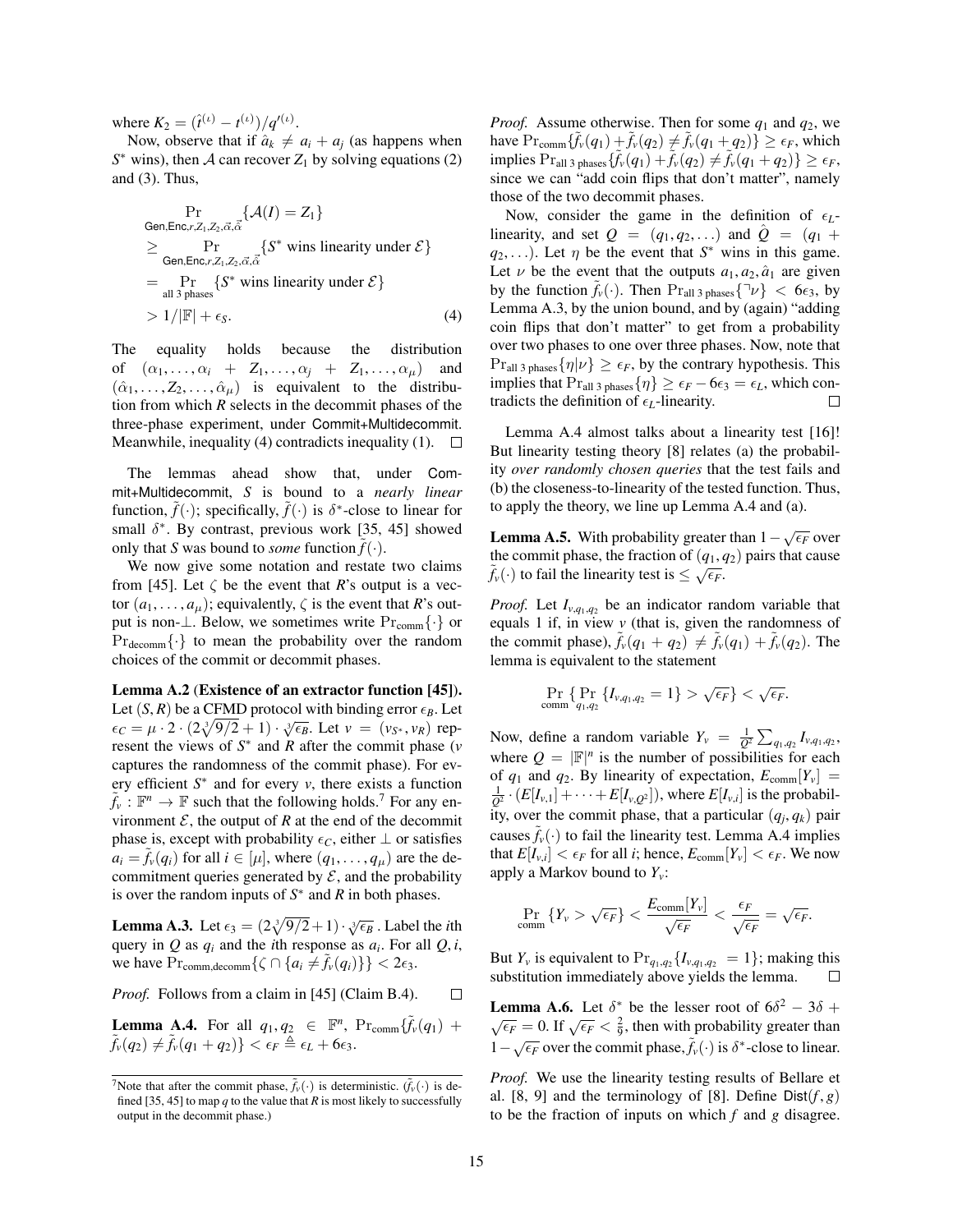where $K_2 = (\hat{t}^{(\iota)} - t^{(\iota)})/q'^{(\iota)}$.

Now, observe that if $\hat{a}_k \neq a_i + a_j$ (as happens when $S^*$ wins), then $\mathcal{A}$ can recover $Z_1$ by solving equations (2) and (3). Thus,

$$
\begin{aligned}
&\Pr_{\mathsf{Gen},\mathsf{Enc},r,Z_1,Z_2,\vec{\alpha},\vec{\hat{\alpha}}}\{\mathcal{A}(I) = Z_1\} \\
&\geq \Pr_{\mathsf{Gen},\mathsf{Enc},r,Z_1,Z_2,\vec{\alpha},\vec{\hat{\alpha}}}\{S^* \text{ wins linearity under } \mathcal{E}\} \\
&= \Pr_{\text{all 3 phases}}\{S^* \text{ wins linearity under } \mathcal{E}\} \\
&> 1/|\mathbb{F}| + \epsilon_S. \qquad (4)
\end{aligned}
$$

The equality holds because the distribution of $(\alpha_1, \ldots, \alpha_i + Z_1, \ldots, \alpha_j + Z_1, \ldots, \alpha_\mu)$ and $(\hat{\alpha}_1, \ldots, Z_2, \ldots, \hat{\alpha}_\mu)$ is equivalent to the distribution from which $R$ selects in the decommit phases of the three-phase experiment, under Commit+Multidecommit. Meanwhile, inequality (4) contradicts inequality (1). □

The lemmas ahead show that, under Commit+Multidecommit, $S$ is bound to a *nearly linear* function, $\tilde{f}(\cdot)$; specifically, $\tilde{f}(\cdot)$ is $\delta^*$-close to linear for small $\delta^*$. By contrast, previous work [35, 45] showed only that $S$ was bound to *some* function $\tilde{f}(\cdot)$.

We now give some notation and restate two claims from [45]. Let $\zeta$ be the event that $R$'s output is a vector $(a_1, \ldots, a_\mu)$; equivalently, $\zeta$ is the event that $R$'s output is non-$\perp$. Below, we sometimes write $\Pr_{\text{comm}}\{\cdot\}$ or $\Pr_{\text{decomm}}\{\cdot\}$ to mean the probability over the random choices of the commit or decommit phases.

**Lemma A.2 (Existence of an extractor function [45]).** Let $(S,R)$ be a CFMD protocol with binding error $\epsilon_B$. Let $\epsilon_C = \mu \cdot 2 \cdot (2\sqrt[3]{9/2} + 1) \cdot \sqrt[3]{\epsilon_B}$. Let $v = (v_{S^*}, v_R)$ represent the views of $S^*$ and $R$ after the commit phase ($v$ captures the randomness of the commit phase). For every efficient $S^*$ and for every $v$, there exists a function $\tilde{f}_v : \mathbb{F}^n \to \mathbb{F}$ such that the following holds.[7] For any environment $\mathcal{E}$, the output of $R$ at the end of the decommit phase is, except with probability $\epsilon_C$, either $\perp$ or satisfies $a_i = \tilde{f}_v(q_i)$ for all $i \in [\mu]$, where $(q_1, \ldots, q_\mu)$ are the decommitment queries generated by $\mathcal{E}$, and the probability is over the random inputs of $S^*$ and $R$ in both phases.

**Lemma A.3.** Let $\epsilon_3 = (2\sqrt[3]{9/2}+1) \cdot \sqrt[3]{\epsilon_B}$. Label the $i$th query in $Q$ as $q_i$ and the $i$th response as $a_i$. For all $Q, i$, we have $\Pr_{\text{comm,decomm}}\{\zeta \cap \{a_i \neq \tilde{f}_v(q_i)\}\} < 2\epsilon_3$.

*Proof.* Follows from a claim in [45] (Claim B.4). □

**Lemma A.4.** For all $q_1, q_2 \in \mathbb{F}^n$, $\Pr_{\text{comm}}\{\tilde{f}_v(q_1) + \tilde{f}_v(q_2) \neq \tilde{f}_v(q_1 + q_2)\} < \epsilon_F \triangleq \epsilon_L + 6\epsilon_3$.

*Proof.* Assume otherwise. Then for some $q_1$ and $q_2$, we have $\Pr_{\text{comm}}\{\tilde{f}_v(q_1) + \tilde{f}_v(q_2) \neq \tilde{f}_v(q_1 + q_2)\} \geq \epsilon_F$, which implies $\Pr_{\text{all 3 phases}}\{\tilde{f}_v(q_1) + \tilde{f}_v(q_2) \neq \tilde{f}_v(q_1 + q_2)\} \geq \epsilon_F$, since we can "add coin flips that don't matter", namely those of the two decommit phases.

Now, consider the game in the definition of $\epsilon_L$-linearity, and set $Q = (q_1, q_2, \ldots)$ and $\hat{Q} = (q_1 + q_2, \ldots)$. Let $\eta$ be the event that $S^*$ wins in this game. Let $\nu$ be the event that the outputs $a_1, a_2, \hat{a}_1$ are given by the function $\tilde{f}_v(\cdot)$. Then $\Pr_{\text{all 3 phases}}\{\neg\nu\} < 6\epsilon_3$, by Lemma A.3, by the union bound, and by (again) "adding coin flips that don't matter" to get from a probability over two phases to one over three phases. Now, note that $\Pr_{\text{all 3 phases}}\{\eta | \nu\} \geq \epsilon_F$, by the contrary hypothesis. This implies that $\Pr_{\text{all 3 phases}}\{\eta\} \geq \epsilon_F - 6\epsilon_3 = \epsilon_L$, which contradicts the definition of $\epsilon_L$-linearity. □

Lemma A.4 almost talks about a linearity test [16]! But linearity testing theory [8] relates (a) the probability *over randomly chosen queries* that the test fails and (b) the closeness-to-linearity of the tested function. Thus, to apply the theory, we line up Lemma A.4 and (a).

**Lemma A.5.** With probability greater than $1 - \sqrt{\epsilon_F}$ over the commit phase, the fraction of $(q_1, q_2)$ pairs that cause $\tilde{f}_v(\cdot)$ to fail the linearity test is $\leq \sqrt{\epsilon_F}$.

*Proof.* Let $I_{v,q_1,q_2}$ be an indicator random variable that equals 1 if, in view $v$ (that is, given the randomness of the commit phase), $\tilde{f}_v(q_1 + q_2) \neq \tilde{f}_v(q_1) + \tilde{f}_v(q_2)$. The lemma is equivalent to the statement

$$\Pr_{\text{comm}}\{\Pr_{q_1,q_2}\{I_{v,q_1,q_2} = 1\} > \sqrt{\epsilon_F}\} < \sqrt{\epsilon_F}.$$

Now, define a random variable $Y_v = \frac{1}{Q^2}\sum_{q_1,q_2} I_{v,q_1,q_2}$, where $Q = |\mathbb{F}|^n$ is the number of possibilities for each of $q_1$ and $q_2$. By linearity of expectation, $E_{\text{comm}}[Y_v] = \frac{1}{Q^2} \cdot (E[I_{v,1}] + \cdots + E[I_{v,Q^2}])$, where $E[I_{v,i}]$ is the probability, over the commit phase, that a particular $(q_j, q_k)$ pair causes $\tilde{f}_v(\cdot)$ to fail the linearity test. Lemma A.4 implies that $E[I_{v,i}] < \epsilon_F$ for all $i$; hence, $E_{\text{comm}}[Y_v] < \epsilon_F$. We now apply a Markov bound to $Y_v$:

$$\Pr_{\text{comm}}\{Y_v > \sqrt{\epsilon_F}\} < \frac{E_{\text{comm}}[Y_v]}{\sqrt{\epsilon_F}} < \frac{\epsilon_F}{\sqrt{\epsilon_F}} = \sqrt{\epsilon_F}.$$

But $Y_v$ is equivalent to $\Pr_{q_1,q_2}\{I_{v,q_1,q_2} = 1\}$; making this substitution immediately above yields the lemma. □

**Lemma A.6.** Let $\delta^*$ be the lesser root of $6\delta^2 - 3\delta + \sqrt{\epsilon_F} = 0$. If $\sqrt{\epsilon_F} < \frac{2}{9}$, then with probability greater than $1 - \sqrt{\epsilon_F}$ over the commit phase, $\tilde{f}_v(\cdot)$ is $\delta^*$-close to linear.

*Proof.* We use the linearity testing results of Bellare et al. [8, 9] and the terminology of [8]. Define $\mathsf{Dist}(f, g)$ to be the fraction of inputs on which $f$ and $g$ disagree.

[7] Note that after the commit phase, $\tilde{f}_v(\cdot)$ is deterministic. ($\tilde{f}_v(\cdot)$ is defined [35, 45] to map $q$ to the value that $R$ is most likely to successfully output in the decommit phase.)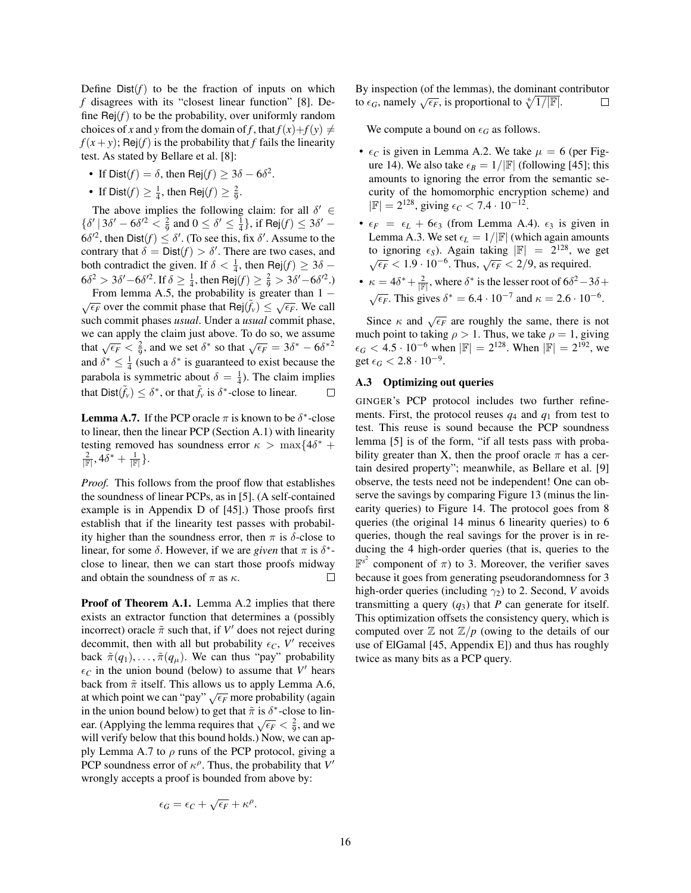Define $\mathsf{Dist}(f)$ to be the fraction of inputs on which $f$ disagrees with its "closest linear function" [8]. Define $\mathsf{Rej}(f)$ to be the probability, over uniformly random choices of $x$ and $y$ from the domain of $f$, that $f(x)+f(y) \neq f(x+y)$; $\mathsf{Rej}(f)$ is the probability that $f$ fails the linearity test. As stated by Bellare et al. [8]:

- If $\mathsf{Dist}(f) = \delta$, then $\mathsf{Rej}(f) \geq 3\delta - 6\delta^2$.
- If $\mathsf{Dist}(f) \geq \frac{1}{4}$, then $\mathsf{Rej}(f) \geq \frac{2}{9}$.

The above implies the following claim: for all $\delta' \in \{\delta' \mid 3\delta' - 6\delta'^2 < \frac{2}{9} \text{ and } 0 \leq \delta' \leq \frac{1}{4}\}$, if $\mathsf{Rej}(f) \leq 3\delta' - 6\delta'^2$, then $\mathsf{Dist}(f) \leq \delta'$. (To see this, fix $\delta'$. Assume to the contrary that $\delta = \mathsf{Dist}(f) > \delta'$. There are two cases, and both contradict the given. If $\delta < \frac{1}{4}$, then $\mathsf{Rej}(f) \geq 3\delta - 6\delta^2 > 3\delta' - 6\delta'^2$. If $\delta \geq \frac{1}{4}$, then $\mathsf{Rej}(f) \geq \frac{2}{9} > 3\delta' - 6\delta'^2$.)

From lemma A.5, the probability is greater than $1 - \sqrt{\epsilon_F}$ over the commit phase that $\mathsf{Rej}(\tilde{f}_v) \leq \sqrt{\epsilon_F}$. We call such commit phases *usual*. Under a *usual* commit phase, we can apply the claim just above. To do so, we assume that $\sqrt{\epsilon_F} < \frac{2}{9}$, and we set $\delta^*$ so that $\sqrt{\epsilon_F} = 3\delta^* - 6\delta^{*2}$ and $\delta^* \leq \frac{1}{4}$ (such a $\delta^*$ is guaranteed to exist because the parabola is symmetric about $\delta = \frac{1}{4}$). The claim implies that $\mathsf{Dist}(\tilde{f}_v) \leq \delta^*$, or that $\tilde{f}_v$ is $\delta^*$-close to linear. □

**Lemma A.7.** If the PCP oracle $\pi$ is known to be $\delta^*$-close to linear, then the linear PCP (Section A.1) with linearity testing removed has soundness error $\kappa > \max\{4\delta^* + \frac{2}{|\mathbb{F}|}, 4\delta^* + \frac{1}{|\mathbb{F}|}\}$.

*Proof.* This follows from the proof flow that establishes the soundness of linear PCPs, as in [5]. (A self-contained example is in Appendix D of [45].) Those proofs first establish that if the linearity test passes with probability higher than the soundness error, then $\pi$ is $\delta$-close to linear, for some $\delta$. However, if we are *given* that $\pi$ is $\delta^*$-close to linear, then we can start those proofs midway and obtain the soundness of $\pi$ as $\kappa$. □

**Proof of Theorem A.1.** Lemma A.2 implies that there exists an extractor function that determines a (possibly incorrect) oracle $\tilde{\pi}$ such that, if $V'$ does not reject during decommit, then with all but probability $\epsilon_C$, $V'$ receives back $\tilde{\pi}(q_1), \ldots, \tilde{\pi}(q_\mu)$. We can thus "pay" probability $\epsilon_C$ in the union bound (below) to assume that $V'$ hears back from $\tilde{\pi}$ itself. This allows us to apply Lemma A.6, at which point we can "pay" $\sqrt{\epsilon_F}$ more probability (again in the union bound below) to get that $\tilde{\pi}$ is $\delta^*$-close to linear. (Applying the lemma requires that $\sqrt{\epsilon_F} < \frac{2}{9}$, and we will verify below that this bound holds.) Now, we can apply Lemma A.7 to $\rho$ runs of the PCP protocol, giving a PCP soundness error of $\kappa^\rho$. Thus, the probability that $V'$ wrongly accepts a proof is bounded from above by:

$$\epsilon_G = \epsilon_C + \sqrt{\epsilon_F} + \kappa^\rho.$$

By inspection (of the lemmas), the dominant contributor to $\epsilon_G$, namely $\sqrt{\epsilon_F}$, is proportional to $\sqrt[6]{1/|\mathbb{F}|}$. □

We compute a bound on $\epsilon_G$ as follows.

- $\epsilon_C$ is given in Lemma A.2. We take $\mu = 6$ (per Figure 14). We also take $\epsilon_B = 1/|\mathbb{F}|$ (following [45]; this amounts to ignoring the error from the semantic security of the homomorphic encryption scheme) and $|\mathbb{F}| = 2^{128}$, giving $\epsilon_C < 7.4 \cdot 10^{-12}$.
- $\epsilon_F = \epsilon_L + 6\epsilon_3$ (from Lemma A.4). $\epsilon_3$ is given in Lemma A.3. We set $\epsilon_L = 1/|\mathbb{F}|$ (which again amounts to ignoring $\epsilon_S$). Again taking $|\mathbb{F}| = 2^{128}$, we get $\sqrt{\epsilon_F} < 1.9 \cdot 10^{-6}$. Thus, $\sqrt{\epsilon_F} < 2/9$, as required.
- $\kappa = 4\delta^* + \frac{2}{|\mathbb{F}|}$, where $\delta^*$ is the lesser root of $6\delta^2 - 3\delta + \sqrt{\epsilon_F}$. This gives $\delta^* = 6.4 \cdot 10^{-7}$ and $\kappa = 2.6 \cdot 10^{-6}$.

Since $\kappa$ and $\sqrt{\epsilon_F}$ are roughly the same, there is not much point to taking $\rho > 1$. Thus, we take $\rho = 1$, giving $\epsilon_G < 4.5 \cdot 10^{-6}$ when $|\mathbb{F}| = 2^{128}$. When $|\mathbb{F}| = 2^{192}$, we get $\epsilon_G < 2.8 \cdot 10^{-9}$.

### A.3 Optimizing out queries

GINGER's PCP protocol includes two further refinements. First, the protocol reuses $q_4$ and $q_1$ from test to test. This reuse is sound because the PCP soundness lemma [5] is of the form, "if all tests pass with probability greater than X, then the proof oracle $\pi$ has a certain desired property"; meanwhile, as Bellare et al. [9] observe, the tests need not be independent! One can observe the savings by comparing Figure 13 (minus the linearity queries) to Figure 14. The protocol goes from 8 queries (the original 14 minus 6 linearity queries) to 6 queries, though the real savings for the prover is in reducing the 4 high-order queries (that is, queries to the $\mathbb{F}^{s^2}$ component of $\pi$) to 3. Moreover, the verifier saves because it goes from generating pseudorandomness for 3 high-order queries (including $\gamma_2$) to 2. Second, $V$ avoids transmitting a query ($q_3$) that $P$ can generate for itself. This optimization offsets the consistency query, which is computed over $\mathbb{Z}$ not $\mathbb{Z}/p$ (owing to the details of our use of ElGamal [45, Appendix E]) and thus has roughly twice as many bits as a PCP query.